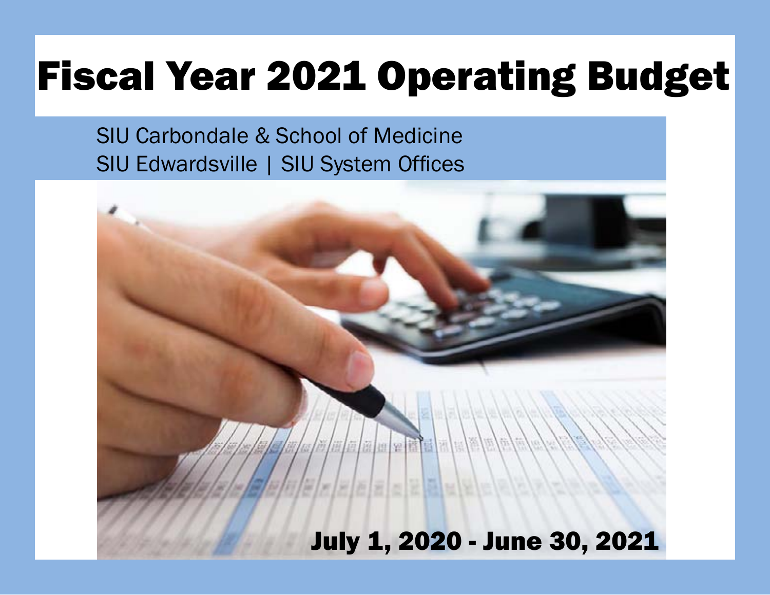# Fiscal Year 2021 Operating Budget

SIU Carbondale & School of Medicine
SIU Edwardsville | SIU System Offices

**July 1, 2020 - June 30, 2021**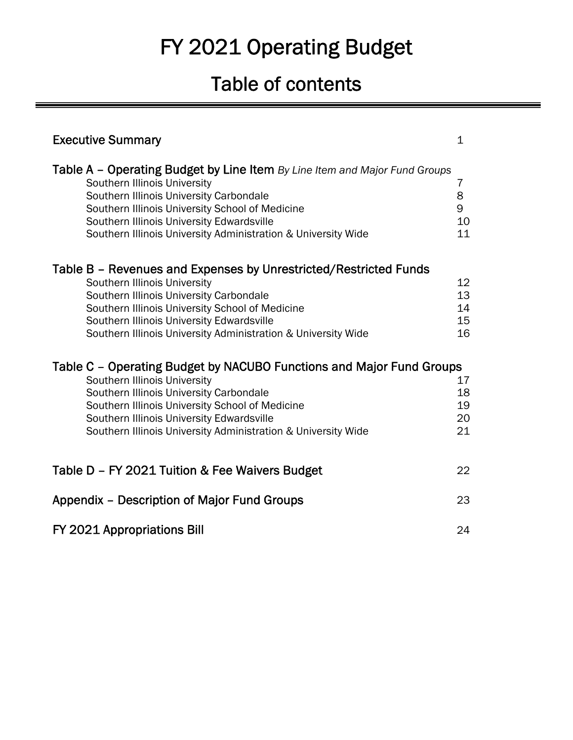# FY 2021 Operating Budget

## Table of contents

| | |
|---|---|
| **Executive Summary** | 1 |
| **Table A – Operating Budget by Line Item** *By Line Item and Major Fund Groups* | |
| Southern Illinois University | 7 |
| Southern Illinois University Carbondale | 8 |
| Southern Illinois University School of Medicine | 9 |
| Southern Illinois University Edwardsville | 10 |
| Southern Illinois University Administration & University Wide | 11 |
| **Table B – Revenues and Expenses by Unrestricted/Restricted Funds** | |
| Southern Illinois University | 12 |
| Southern Illinois University Carbondale | 13 |
| Southern Illinois University School of Medicine | 14 |
| Southern Illinois University Edwardsville | 15 |
| Southern Illinois University Administration & University Wide | 16 |
| **Table C – Operating Budget by NACUBO Functions and Major Fund Groups** | |
| Southern Illinois University | 17 |
| Southern Illinois University Carbondale | 18 |
| Southern Illinois University School of Medicine | 19 |
| Southern Illinois University Edwardsville | 20 |
| Southern Illinois University Administration & University Wide | 21 |
| **Table D – FY 2021 Tuition & Fee Waivers Budget** | 22 |
| **Appendix – Description of Major Fund Groups** | 23 |
| **FY 2021 Appropriations Bill** | 24 |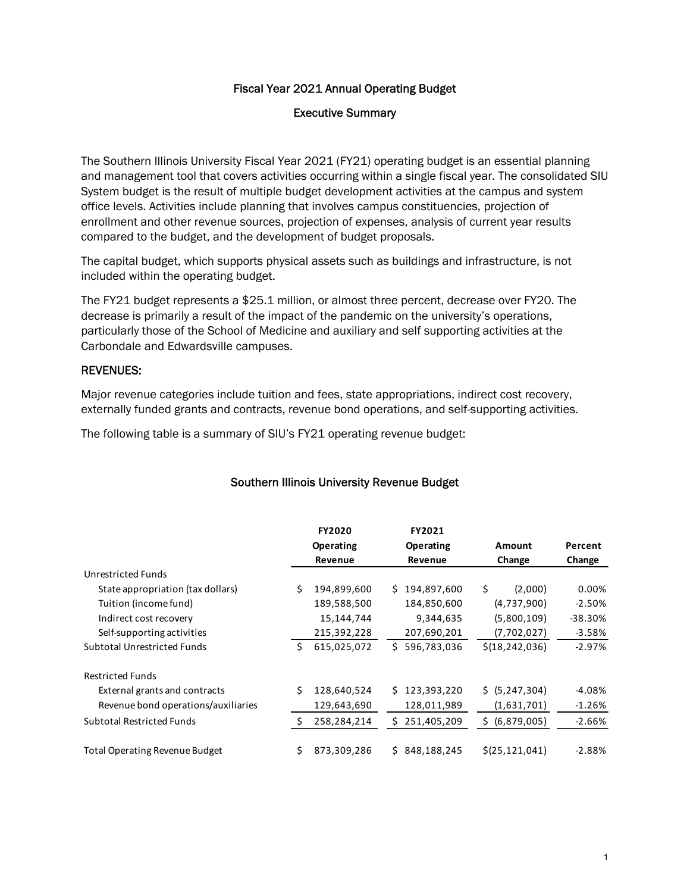# Fiscal Year 2021 Annual Operating Budget

## Executive Summary

The Southern Illinois University Fiscal Year 2021 (FY21) operating budget is an essential planning and management tool that covers activities occurring within a single fiscal year. The consolidated SIU System budget is the result of multiple budget development activities at the campus and system office levels. Activities include planning that involves campus constituencies, projection of enrollment and other revenue sources, projection of expenses, analysis of current year results compared to the budget, and the development of budget proposals.

The capital budget, which supports physical assets such as buildings and infrastructure, is not included within the operating budget.

The FY21 budget represents a $25.1 million, or almost three percent, decrease over FY20. The decrease is primarily a result of the impact of the pandemic on the university's operations, particularly those of the School of Medicine and auxiliary and self supporting activities at the Carbondale and Edwardsville campuses.

### REVENUES:

Major revenue categories include tuition and fees, state appropriations, indirect cost recovery, externally funded grants and contracts, revenue bond operations, and self-supporting activities.

The following table is a summary of SIU's FY21 operating revenue budget:

#### Southern Illinois University Revenue Budget

| | FY2020 Operating Revenue | FY2021 Operating Revenue | Amount Change | Percent Change |
|---|---|---|---|---|
| Unrestricted Funds | | | | |
| State appropriation (tax dollars) | $ 194,899,600 | $ 194,897,600 | $ (2,000) | 0.00% |
| Tuition (income fund) | 189,588,500 | 184,850,600 | (4,737,900) | -2.50% |
| Indirect cost recovery | 15,144,744 | 9,344,635 | (5,800,109) | -38.30% |
| Self-supporting activities | 215,392,228 | 207,690,201 | (7,702,027) | -3.58% |
| Subtotal Unrestricted Funds | $ 615,025,072 | $ 596,783,036 | $(18,242,036) | -2.97% |
| Restricted Funds | | | | |
| External grants and contracts | $ 128,640,524 | $ 123,393,220 | $ (5,247,304) | -4.08% |
| Revenue bond operations/auxiliaries | 129,643,690 | 128,011,989 | (1,631,701) | -1.26% |
| Subtotal Restricted Funds | $ 258,284,214 | $ 251,405,209 | $ (6,879,005) | -2.66% |
| Total Operating Revenue Budget | $ 873,309,286 | $ 848,188,245 | $(25,121,041) | -2.88% |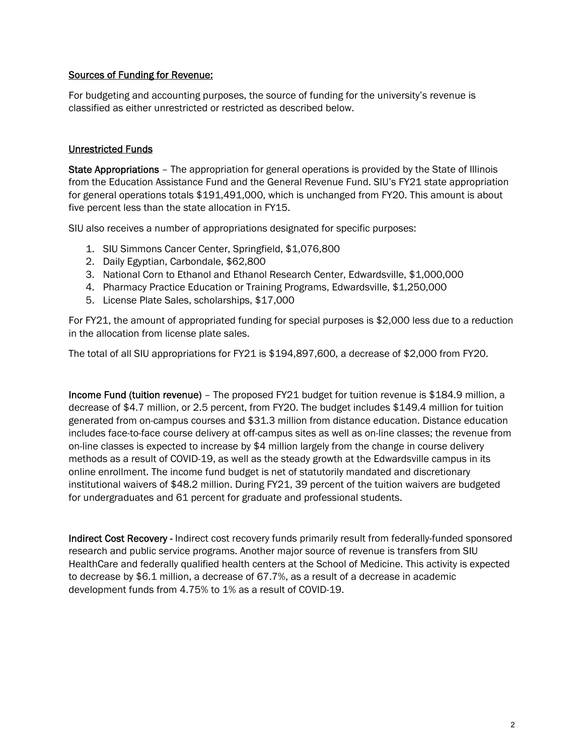## Sources of Funding for Revenue:

For budgeting and accounting purposes, the source of funding for the university's revenue is classified as either unrestricted or restricted as described below.

### Unrestricted Funds

**State Appropriations** – The appropriation for general operations is provided by the State of Illinois from the Education Assistance Fund and the General Revenue Fund. SIU's FY21 state appropriation for general operations totals $191,491,000, which is unchanged from FY20. This amount is about five percent less than the state allocation in FY15.

SIU also receives a number of appropriations designated for specific purposes:

1. SIU Simmons Cancer Center, Springfield, $1,076,800
2. Daily Egyptian, Carbondale, $62,800
3. National Corn to Ethanol and Ethanol Research Center, Edwardsville, $1,000,000
4. Pharmacy Practice Education or Training Programs, Edwardsville, $1,250,000
5. License Plate Sales, scholarships, $17,000

For FY21, the amount of appropriated funding for special purposes is $2,000 less due to a reduction in the allocation from license plate sales.

The total of all SIU appropriations for FY21 is $194,897,600, a decrease of $2,000 from FY20.

**Income Fund (tuition revenue)** – The proposed FY21 budget for tuition revenue is $184.9 million, a decrease of $4.7 million, or 2.5 percent, from FY20. The budget includes $149.4 million for tuition generated from on-campus courses and $31.3 million from distance education. Distance education includes face-to-face course delivery at off-campus sites as well as on-line classes; the revenue from on-line classes is expected to increase by $4 million largely from the change in course delivery methods as a result of COVID-19, as well as the steady growth at the Edwardsville campus in its online enrollment. The income fund budget is net of statutorily mandated and discretionary institutional waivers of $48.2 million. During FY21, 39 percent of the tuition waivers are budgeted for undergraduates and 61 percent for graduate and professional students.

**Indirect Cost Recovery -** Indirect cost recovery funds primarily result from federally-funded sponsored research and public service programs. Another major source of revenue is transfers from SIU HealthCare and federally qualified health centers at the School of Medicine. This activity is expected to decrease by $6.1 million, a decrease of 67.7%, as a result of a decrease in academic development funds from 4.75% to 1% as a result of COVID-19.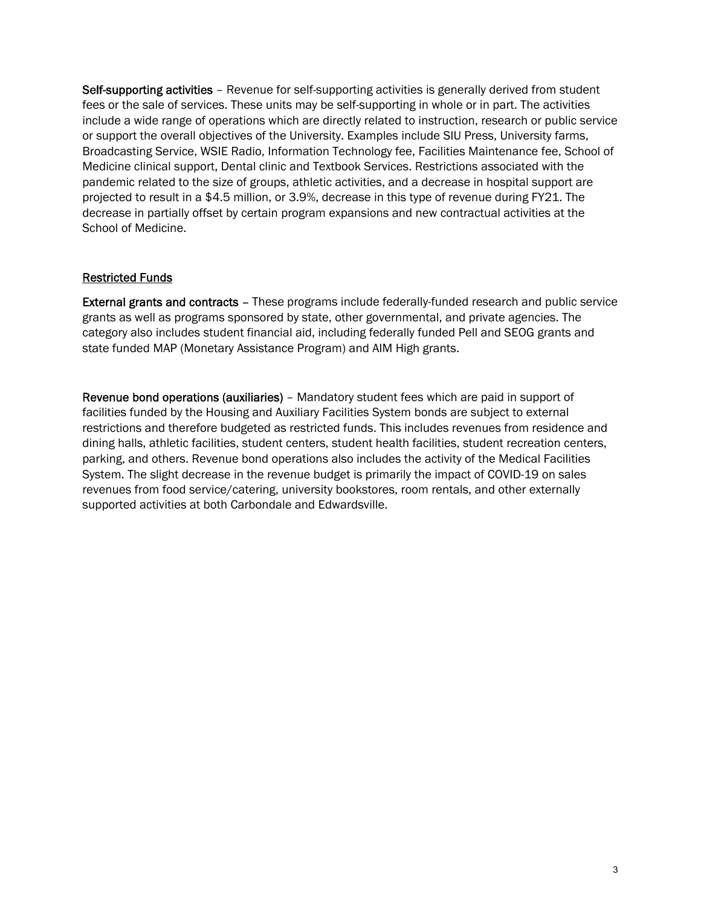**Self-supporting activities** – Revenue for self-supporting activities is generally derived from student fees or the sale of services. These units may be self-supporting in whole or in part. The activities include a wide range of operations which are directly related to instruction, research or public service or support the overall objectives of the University. Examples include SIU Press, University farms, Broadcasting Service, WSIE Radio, Information Technology fee, Facilities Maintenance fee, School of Medicine clinical support, Dental clinic and Textbook Services. Restrictions associated with the pandemic related to the size of groups, athletic activities, and a decrease in hospital support are projected to result in a $4.5 million, or 3.9%, decrease in this type of revenue during FY21. The decrease in partially offset by certain program expansions and new contractual activities at the School of Medicine.

<u>Restricted Funds</u>

**External grants and contracts** – These programs include federally-funded research and public service grants as well as programs sponsored by state, other governmental, and private agencies. The category also includes student financial aid, including federally funded Pell and SEOG grants and state funded MAP (Monetary Assistance Program) and AIM High grants.

**Revenue bond operations (auxiliaries)** – Mandatory student fees which are paid in support of facilities funded by the Housing and Auxiliary Facilities System bonds are subject to external restrictions and therefore budgeted as restricted funds. This includes revenues from residence and dining halls, athletic facilities, student centers, student health facilities, student recreation centers, parking, and others. Revenue bond operations also includes the activity of the Medical Facilities System. The slight decrease in the revenue budget is primarily the impact of COVID-19 on sales revenues from food service/catering, university bookstores, room rentals, and other externally supported activities at both Carbondale and Edwardsville.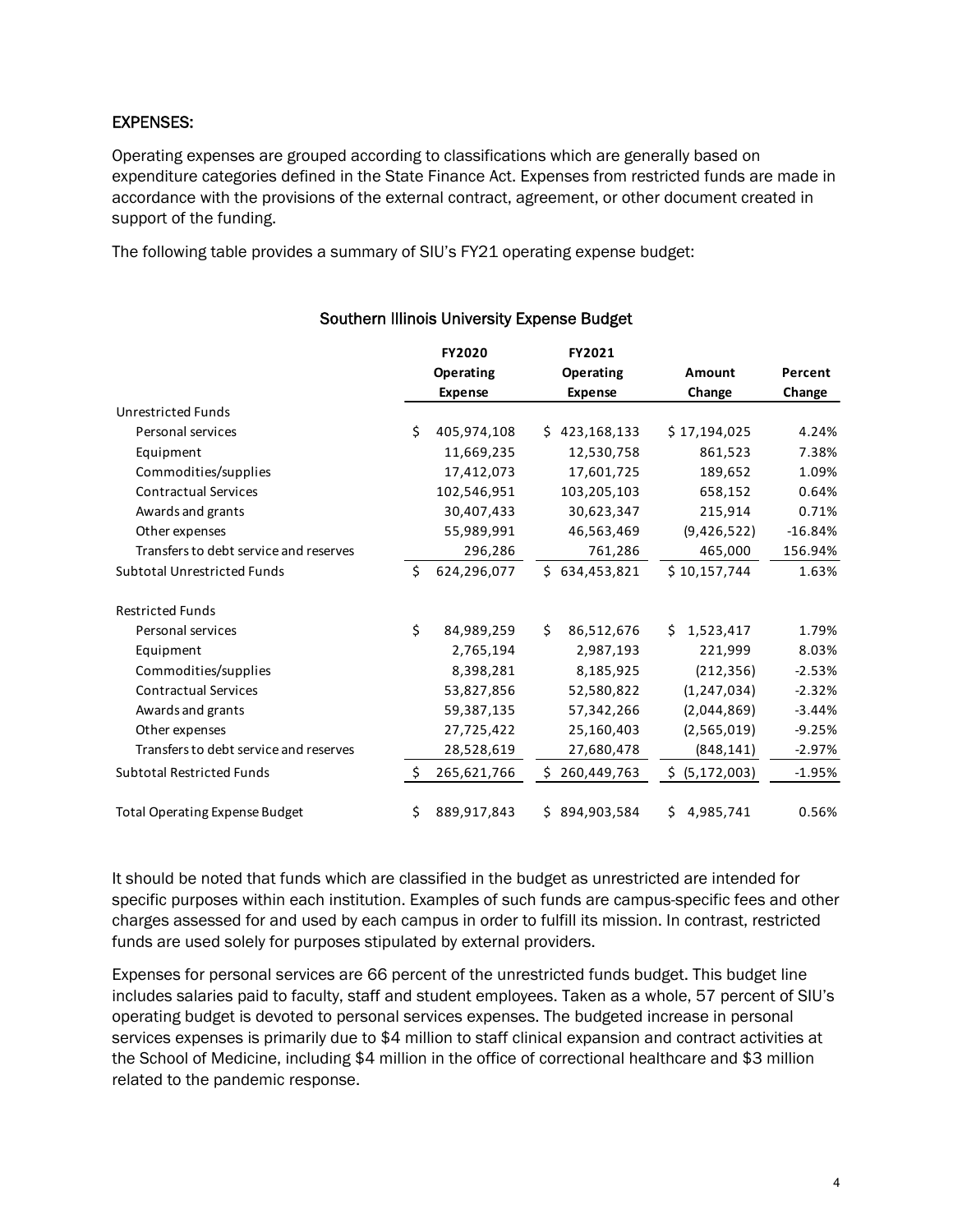## EXPENSES:

Operating expenses are grouped according to classifications which are generally based on expenditure categories defined in the State Finance Act. Expenses from restricted funds are made in accordance with the provisions of the external contract, agreement, or other document created in support of the funding.

The following table provides a summary of SIU's FY21 operating expense budget:

### Southern Illinois University Expense Budget

| | FY2020 Operating Expense | FY2021 Operating Expense | Amount Change | Percent Change |
|---|---|---|---|---|
| Unrestricted Funds | | | | |
| Personal services | $ 405,974,108 | $ 423,168,133 | $ 17,194,025 | 4.24% |
| Equipment | 11,669,235 | 12,530,758 | 861,523 | 7.38% |
| Commodities/supplies | 17,412,073 | 17,601,725 | 189,652 | 1.09% |
| Contractual Services | 102,546,951 | 103,205,103 | 658,152 | 0.64% |
| Awards and grants | 30,407,433 | 30,623,347 | 215,914 | 0.71% |
| Other expenses | 55,989,991 | 46,563,469 | (9,426,522) | -16.84% |
| Transfers to debt service and reserves | 296,286 | 761,286 | 465,000 | 156.94% |
| Subtotal Unrestricted Funds | $ 624,296,077 | $ 634,453,821 | $ 10,157,744 | 1.63% |
| Restricted Funds | | | | |
| Personal services | $ 84,989,259 | $ 86,512,676 | $ 1,523,417 | 1.79% |
| Equipment | 2,765,194 | 2,987,193 | 221,999 | 8.03% |
| Commodities/supplies | 8,398,281 | 8,185,925 | (212,356) | -2.53% |
| Contractual Services | 53,827,856 | 52,580,822 | (1,247,034) | -2.32% |
| Awards and grants | 59,387,135 | 57,342,266 | (2,044,869) | -3.44% |
| Other expenses | 27,725,422 | 25,160,403 | (2,565,019) | -9.25% |
| Transfers to debt service and reserves | 28,528,619 | 27,680,478 | (848,141) | -2.97% |
| Subtotal Restricted Funds | $ 265,621,766 | $ 260,449,763 | $ (5,172,003) | -1.95% |
| Total Operating Expense Budget | $ 889,917,843 | $ 894,903,584 | $ 4,985,741 | 0.56% |

It should be noted that funds which are classified in the budget as unrestricted are intended for specific purposes within each institution. Examples of such funds are campus-specific fees and other charges assessed for and used by each campus in order to fulfill its mission. In contrast, restricted funds are used solely for purposes stipulated by external providers.

Expenses for personal services are 66 percent of the unrestricted funds budget. This budget line includes salaries paid to faculty, staff and student employees. Taken as a whole, 57 percent of SIU's operating budget is devoted to personal services expenses. The budgeted increase in personal services expenses is primarily due to $4 million to staff clinical expansion and contract activities at the School of Medicine, including $4 million in the office of correctional healthcare and $3 million related to the pandemic response.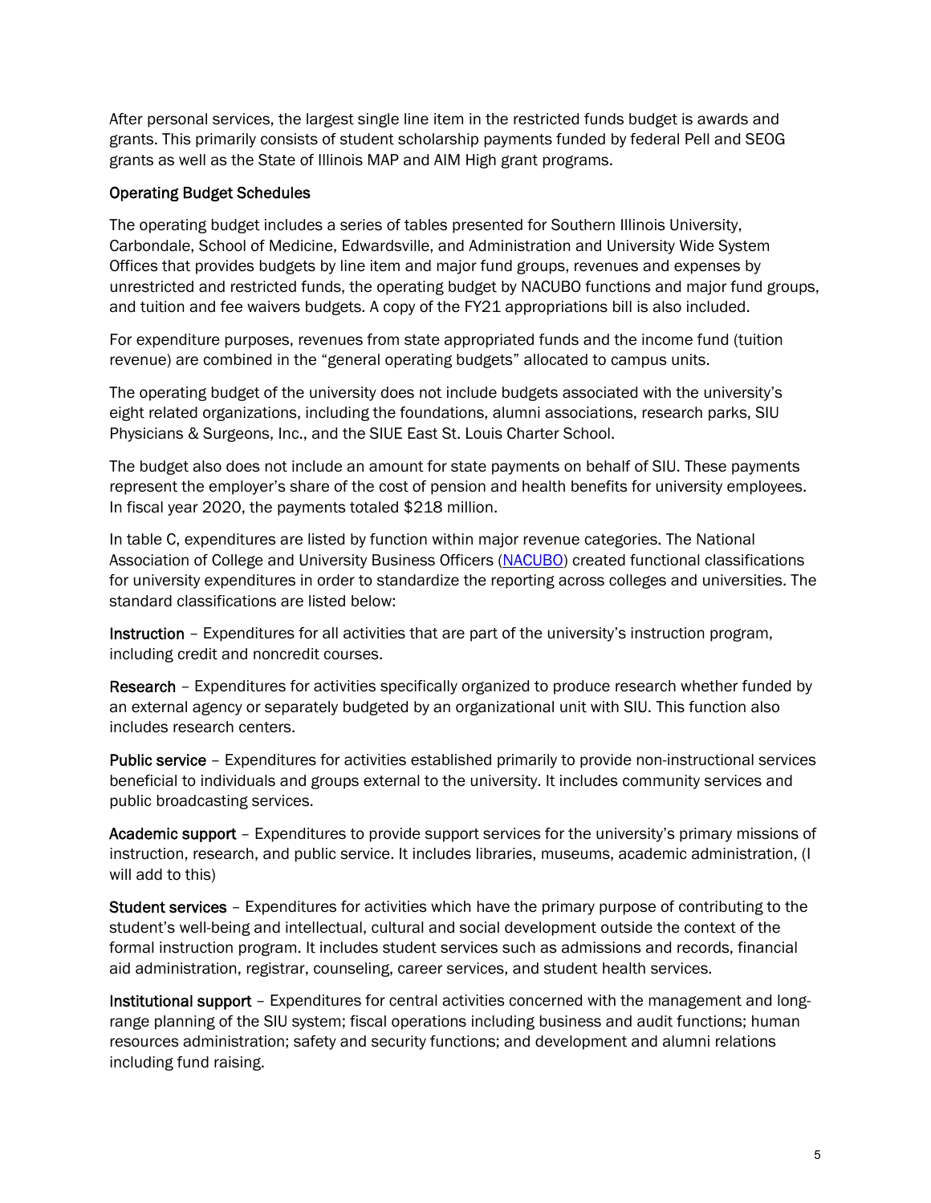After personal services, the largest single line item in the restricted funds budget is awards and grants. This primarily consists of student scholarship payments funded by federal Pell and SEOG grants as well as the State of Illinois MAP and AIM High grant programs.

### Operating Budget Schedules

The operating budget includes a series of tables presented for Southern Illinois University, Carbondale, School of Medicine, Edwardsville, and Administration and University Wide System Offices that provides budgets by line item and major fund groups, revenues and expenses by unrestricted and restricted funds, the operating budget by NACUBO functions and major fund groups, and tuition and fee waivers budgets. A copy of the FY21 appropriations bill is also included.

For expenditure purposes, revenues from state appropriated funds and the income fund (tuition revenue) are combined in the "general operating budgets" allocated to campus units.

The operating budget of the university does not include budgets associated with the university's eight related organizations, including the foundations, alumni associations, research parks, SIU Physicians & Surgeons, Inc., and the SIUE East St. Louis Charter School.

The budget also does not include an amount for state payments on behalf of SIU. These payments represent the employer's share of the cost of pension and health benefits for university employees. In fiscal year 2020, the payments totaled $218 million.

In table C, expenditures are listed by function within major revenue categories. The National Association of College and University Business Officers (NACUBO) created functional classifications for university expenditures in order to standardize the reporting across colleges and universities. The standard classifications are listed below:

**Instruction** – Expenditures for all activities that are part of the university's instruction program, including credit and noncredit courses.

**Research** – Expenditures for activities specifically organized to produce research whether funded by an external agency or separately budgeted by an organizational unit with SIU. This function also includes research centers.

**Public service** – Expenditures for activities established primarily to provide non-instructional services beneficial to individuals and groups external to the university. It includes community services and public broadcasting services.

**Academic support** – Expenditures to provide support services for the university's primary missions of instruction, research, and public service. It includes libraries, museums, academic administration, (I will add to this)

**Student services** – Expenditures for activities which have the primary purpose of contributing to the student's well-being and intellectual, cultural and social development outside the context of the formal instruction program. It includes student services such as admissions and records, financial aid administration, registrar, counseling, career services, and student health services.

**Institutional support** – Expenditures for central activities concerned with the management and long-range planning of the SIU system; fiscal operations including business and audit functions; human resources administration; safety and security functions; and development and alumni relations including fund raising.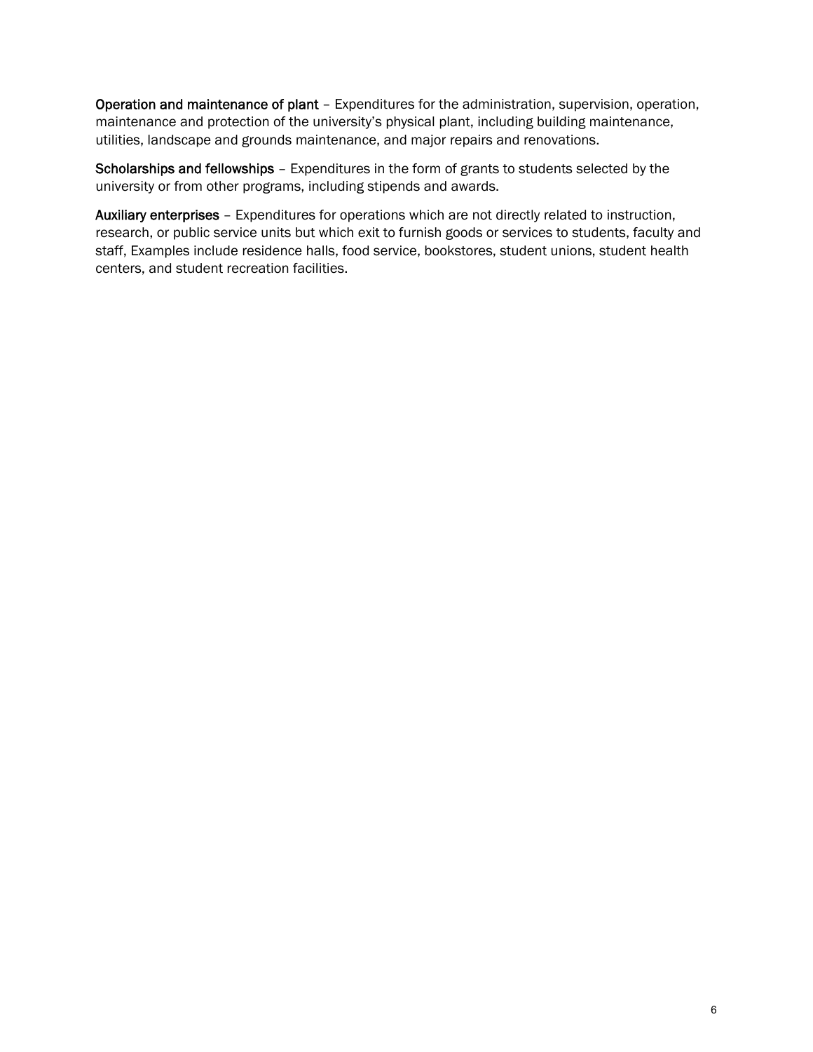**Operation and maintenance of plant** – Expenditures for the administration, supervision, operation, maintenance and protection of the university's physical plant, including building maintenance, utilities, landscape and grounds maintenance, and major repairs and renovations.

**Scholarships and fellowships** – Expenditures in the form of grants to students selected by the university or from other programs, including stipends and awards.

**Auxiliary enterprises** – Expenditures for operations which are not directly related to instruction, research, or public service units but which exit to furnish goods or services to students, faculty and staff, Examples include residence halls, food service, bookstores, student unions, student health centers, and student recreation facilities.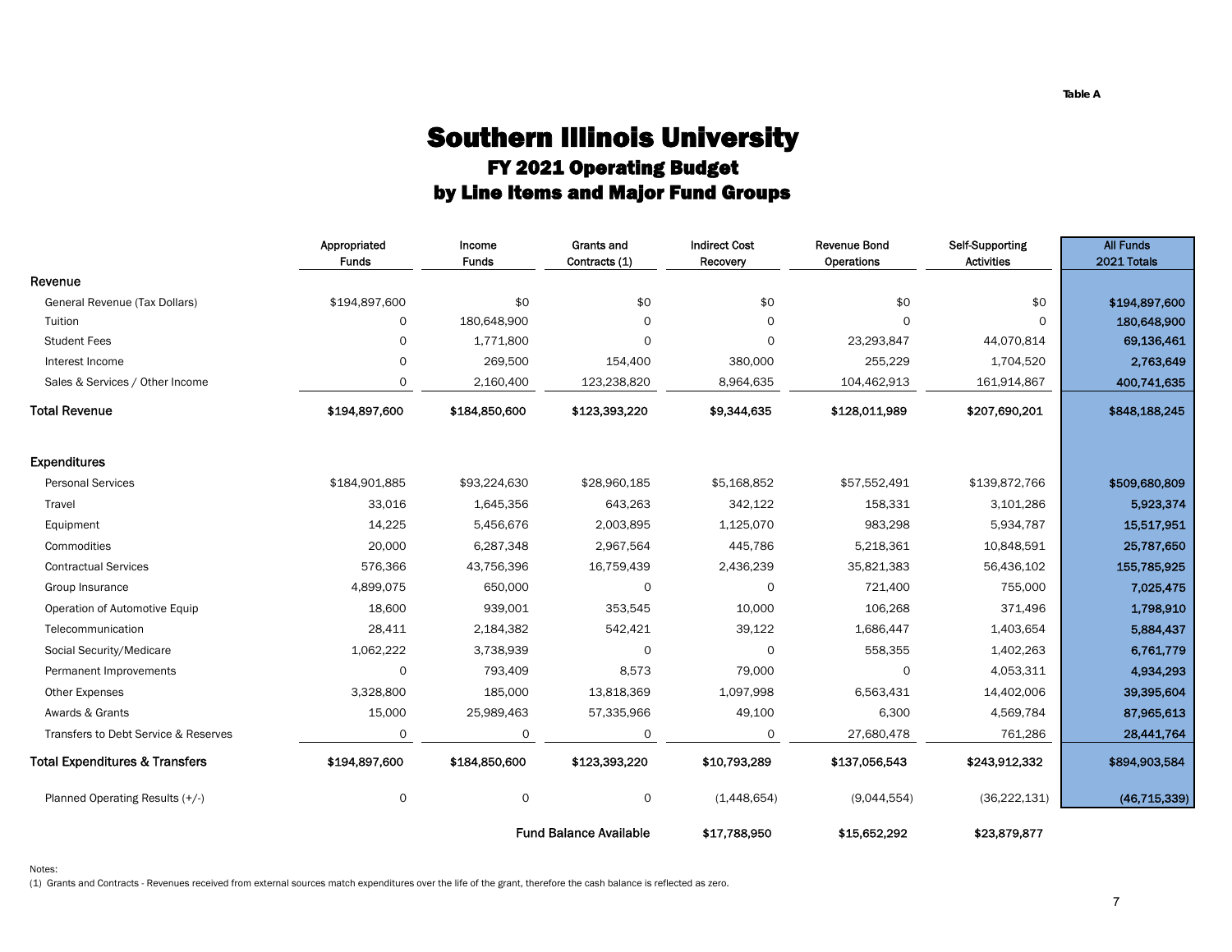Table A

# Southern Illinois University

## FY 2021 Operating Budget

## by Line Items and Major Fund Groups

| | Appropriated Funds | Income Funds | Grants and Contracts (1) | Indirect Cost Recovery | Revenue Bond Operations | Self-Supporting Activities | All Funds 2021 Totals |
|---|---|---|---|---|---|---|---|
| **Revenue** | | | | | | | |
| General Revenue (Tax Dollars) | $194,897,600 | $0 | $0 | $0 | $0 | $0 | **$194,897,600** |
| Tuition | 0 | 180,648,900 | 0 | 0 | 0 | 0 | **180,648,900** |
| Student Fees | 0 | 1,771,800 | 0 | 0 | 23,293,847 | 44,070,814 | **69,136,461** |
| Interest Income | 0 | 269,500 | 154,400 | 380,000 | 255,229 | 1,704,520 | **2,763,649** |
| Sales & Services / Other Income | 0 | 2,160,400 | 123,238,820 | 8,964,635 | 104,462,913 | 161,914,867 | **400,741,635** |
| **Total Revenue** | **$194,897,600** | **$184,850,600** | **$123,393,220** | **$9,344,635** | **$128,011,989** | **$207,690,201** | **$848,188,245** |
| **Expenditures** | | | | | | | |
| Personal Services | $184,901,885 | $93,224,630 | $28,960,185 | $5,168,852 | $57,552,491 | $139,872,766 | **$509,680,809** |
| Travel | 33,016 | 1,645,356 | 643,263 | 342,122 | 158,331 | 3,101,286 | **5,923,374** |
| Equipment | 14,225 | 5,456,676 | 2,003,895 | 1,125,070 | 983,298 | 5,934,787 | **15,517,951** |
| Commodities | 20,000 | 6,287,348 | 2,967,564 | 445,786 | 5,218,361 | 10,848,591 | **25,787,650** |
| Contractual Services | 576,366 | 43,756,396 | 16,759,439 | 2,436,239 | 35,821,383 | 56,436,102 | **155,785,925** |
| Group Insurance | 4,899,075 | 650,000 | 0 | 0 | 721,400 | 755,000 | **7,025,475** |
| Operation of Automotive Equip | 18,600 | 939,001 | 353,545 | 10,000 | 106,268 | 371,496 | **1,798,910** |
| Telecommunication | 28,411 | 2,184,382 | 542,421 | 39,122 | 1,686,447 | 1,403,654 | **5,884,437** |
| Social Security/Medicare | 1,062,222 | 3,738,939 | 0 | 0 | 558,355 | 1,402,263 | **6,761,779** |
| Permanent Improvements | 0 | 793,409 | 8,573 | 79,000 | 0 | 4,053,311 | **4,934,293** |
| Other Expenses | 3,328,800 | 185,000 | 13,818,369 | 1,097,998 | 6,563,431 | 14,402,006 | **39,395,604** |
| Awards & Grants | 15,000 | 25,989,463 | 57,335,966 | 49,100 | 6,300 | 4,569,784 | **87,965,613** |
| Transfers to Debt Service & Reserves | 0 | 0 | 0 | 0 | 27,680,478 | 761,286 | **28,441,764** |
| **Total Expenditures & Transfers** | **$194,897,600** | **$184,850,600** | **$123,393,220** | **$10,793,289** | **$137,056,543** | **$243,912,332** | **$894,903,584** |
| Planned Operating Results (+/-) | 0 | 0 | 0 | (1,448,654) | (9,044,554) | (36,222,131) | **(46,715,339)** |
| | | | **Fund Balance Available** | **$17,788,950** | **$15,652,292** | **$23,879,877** | |

Notes:

(1) Grants and Contracts - Revenues received from external sources match expenditures over the life of the grant, therefore the cash balance is reflected as zero.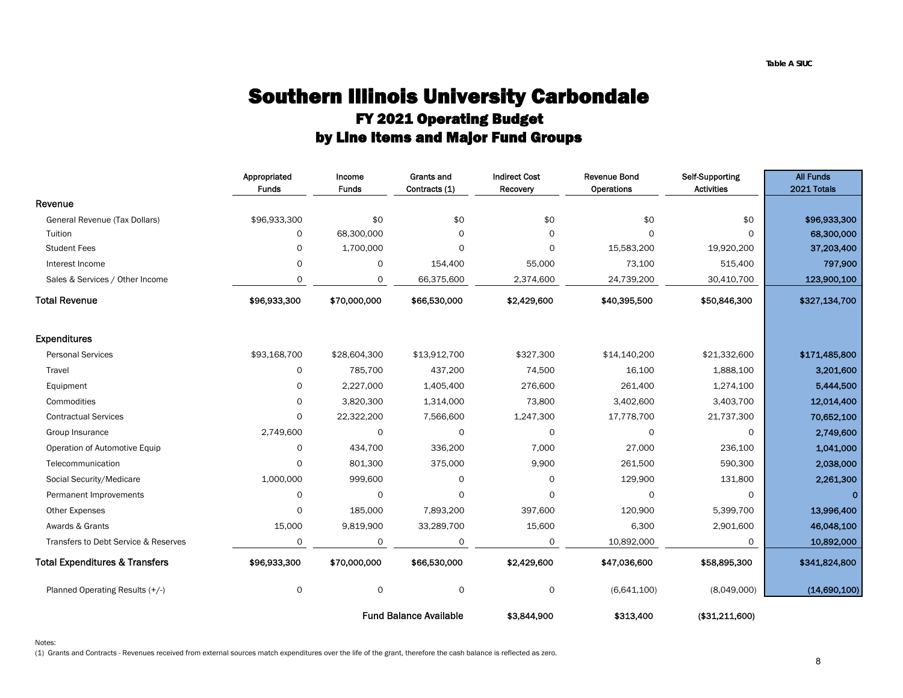Table A SIUC

# Southern Illinois University Carbondale

## FY 2021 Operating Budget

## by Line Items and Major Fund Groups

| | Appropriated Funds | Income Funds | Grants and Contracts (1) | Indirect Cost Recovery | Revenue Bond Operations | Self-Supporting Activities | All Funds 2021 Totals |
|---|---|---|---|---|---|---|---|
| **Revenue** | | | | | | | |
| General Revenue (Tax Dollars) | $96,933,300 | $0 | $0 | $0 | $0 | $0 | **$96,933,300** |
| Tuition | 0 | 68,300,000 | 0 | 0 | 0 | 0 | **68,300,000** |
| Student Fees | 0 | 1,700,000 | 0 | 0 | 15,583,200 | 19,920,200 | **37,203,400** |
| Interest Income | 0 | 0 | 154,400 | 55,000 | 73,100 | 515,400 | **797,900** |
| Sales & Services / Other Income | 0 | 0 | 66,375,600 | 2,374,600 | 24,739,200 | 30,410,700 | **123,900,100** |
| **Total Revenue** | **$96,933,300** | **$70,000,000** | **$66,530,000** | **$2,429,600** | **$40,395,500** | **$50,846,300** | **$327,134,700** |
| **Expenditures** | | | | | | | |
| Personal Services | $93,168,700 | $28,604,300 | $13,912,700 | $327,300 | $14,140,200 | $21,332,600 | **$171,485,800** |
| Travel | 0 | 785,700 | 437,200 | 74,500 | 16,100 | 1,888,100 | **3,201,600** |
| Equipment | 0 | 2,227,000 | 1,405,400 | 276,600 | 261,400 | 1,274,100 | **5,444,500** |
| Commodities | 0 | 3,820,300 | 1,314,000 | 73,800 | 3,402,600 | 3,403,700 | **12,014,400** |
| Contractual Services | 0 | 22,322,200 | 7,566,600 | 1,247,300 | 17,778,700 | 21,737,300 | **70,652,100** |
| Group Insurance | 2,749,600 | 0 | 0 | 0 | 0 | 0 | **2,749,600** |
| Operation of Automotive Equip | 0 | 434,700 | 336,200 | 7,000 | 27,000 | 236,100 | **1,041,000** |
| Telecommunication | 0 | 801,300 | 375,000 | 9,900 | 261,500 | 590,300 | **2,038,000** |
| Social Security/Medicare | 1,000,000 | 999,600 | 0 | 0 | 129,900 | 131,800 | **2,261,300** |
| Permanent Improvements | 0 | 0 | 0 | 0 | 0 | 0 | **0** |
| Other Expenses | 0 | 185,000 | 7,893,200 | 397,600 | 120,900 | 5,399,700 | **13,996,400** |
| Awards & Grants | 15,000 | 9,819,900 | 33,289,700 | 15,600 | 6,300 | 2,901,600 | **46,048,100** |
| Transfers to Debt Service & Reserves | 0 | 0 | 0 | 0 | 10,892,000 | 0 | **10,892,000** |
| **Total Expenditures & Transfers** | **$96,933,300** | **$70,000,000** | **$66,530,000** | **$2,429,600** | **$47,036,600** | **$58,895,300** | **$341,824,800** |
| Planned Operating Results (+/-) | 0 | 0 | 0 | 0 | (6,641,100) | (8,049,000) | **(14,690,100)** |
| | | | **Fund Balance Available** | **$3,844,900** | **$313,400** | **($31,211,600)** | |

Notes:

(1) Grants and Contracts - Revenues received from external sources match expenditures over the life of the grant, therefore the cash balance is reflected as zero.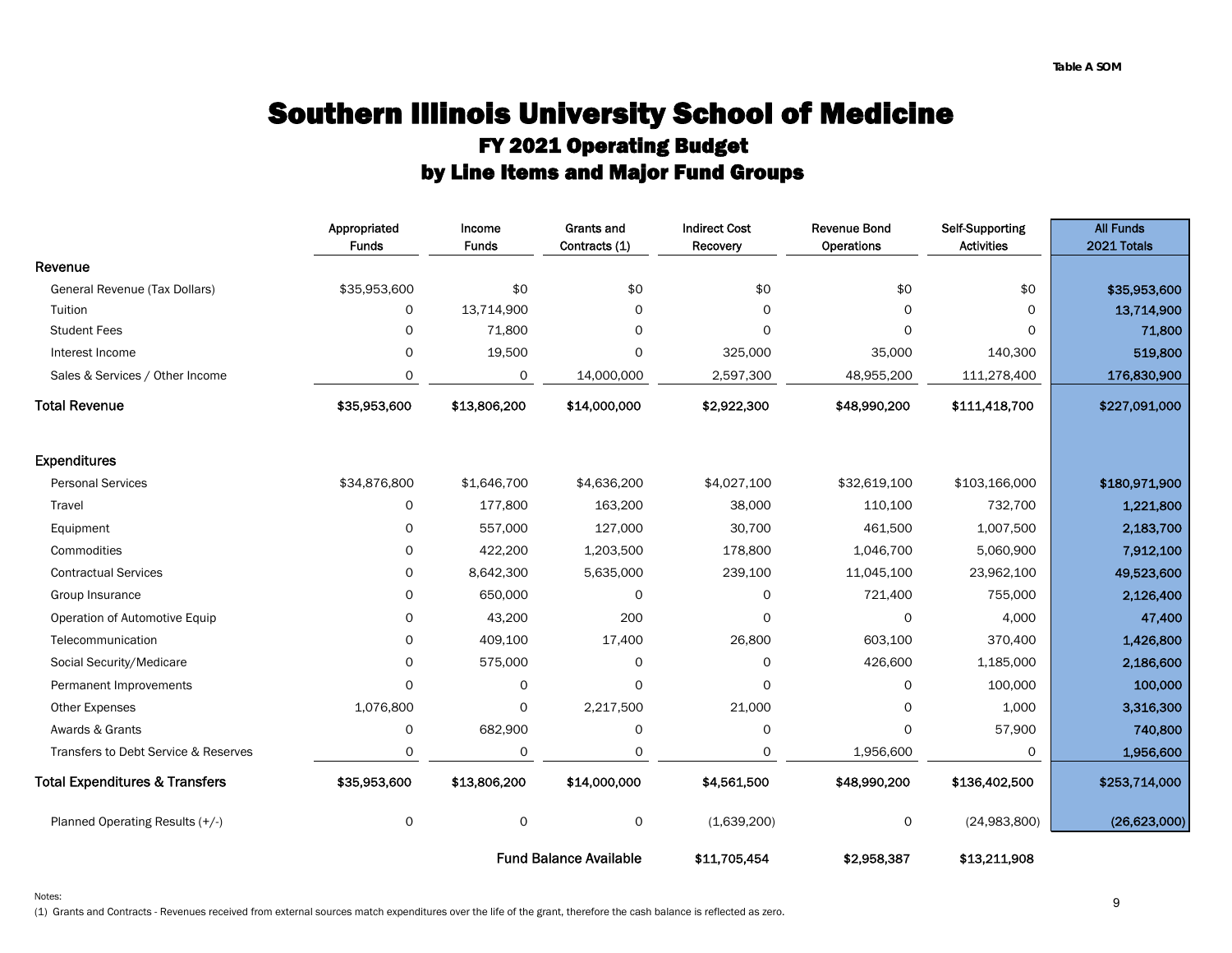Table A SOM

# Southern Illinois University School of Medicine
## FY 2021 Operating Budget
## by Line Items and Major Fund Groups

| | Appropriated Funds | Income Funds | Grants and Contracts (1) | Indirect Cost Recovery | Revenue Bond Operations | Self-Supporting Activities | All Funds 2021 Totals |
|---|---|---|---|---|---|---|---|
| **Revenue** | | | | | | | |
| General Revenue (Tax Dollars) | $35,953,600 | $0 | $0 | $0 | $0 | $0 | **$35,953,600** |
| Tuition | 0 | 13,714,900 | 0 | 0 | 0 | 0 | **13,714,900** |
| Student Fees | 0 | 71,800 | 0 | 0 | 0 | 0 | **71,800** |
| Interest Income | 0 | 19,500 | 0 | 325,000 | 35,000 | 140,300 | **519,800** |
| Sales & Services / Other Income | 0 | 0 | 14,000,000 | 2,597,300 | 48,955,200 | 111,278,400 | **176,830,900** |
| **Total Revenue** | **$35,953,600** | **$13,806,200** | **$14,000,000** | **$2,922,300** | **$48,990,200** | **$111,418,700** | **$227,091,000** |
| **Expenditures** | | | | | | | |
| Personal Services | $34,876,800 | $1,646,700 | $4,636,200 | $4,027,100 | $32,619,100 | $103,166,000 | **$180,971,900** |
| Travel | 0 | 177,800 | 163,200 | 38,000 | 110,100 | 732,700 | **1,221,800** |
| Equipment | 0 | 557,000 | 127,000 | 30,700 | 461,500 | 1,007,500 | **2,183,700** |
| Commodities | 0 | 422,200 | 1,203,500 | 178,800 | 1,046,700 | 5,060,900 | **7,912,100** |
| Contractual Services | 0 | 8,642,300 | 5,635,000 | 239,100 | 11,045,100 | 23,962,100 | **49,523,600** |
| Group Insurance | 0 | 650,000 | 0 | 0 | 721,400 | 755,000 | **2,126,400** |
| Operation of Automotive Equip | 0 | 43,200 | 200 | 0 | 0 | 4,000 | **47,400** |
| Telecommunication | 0 | 409,100 | 17,400 | 26,800 | 603,100 | 370,400 | **1,426,800** |
| Social Security/Medicare | 0 | 575,000 | 0 | 0 | 426,600 | 1,185,000 | **2,186,600** |
| Permanent Improvements | 0 | 0 | 0 | 0 | 0 | 100,000 | **100,000** |
| Other Expenses | 1,076,800 | 0 | 2,217,500 | 21,000 | 0 | 1,000 | **3,316,300** |
| Awards & Grants | 0 | 682,900 | 0 | 0 | 0 | 57,900 | **740,800** |
| Transfers to Debt Service & Reserves | 0 | 0 | 0 | 0 | 1,956,600 | 0 | **1,956,600** |
| **Total Expenditures & Transfers** | **$35,953,600** | **$13,806,200** | **$14,000,000** | **$4,561,500** | **$48,990,200** | **$136,402,500** | **$253,714,000** |
| Planned Operating Results (+/-) | 0 | 0 | 0 | (1,639,200) | 0 | (24,983,800) | **(26,623,000)** |
| | | | **Fund Balance Available** | **$11,705,454** | **$2,958,387** | **$13,211,908** | |

Notes:

(1) Grants and Contracts - Revenues received from external sources match expenditures over the life of the grant, therefore the cash balance is reflected as zero.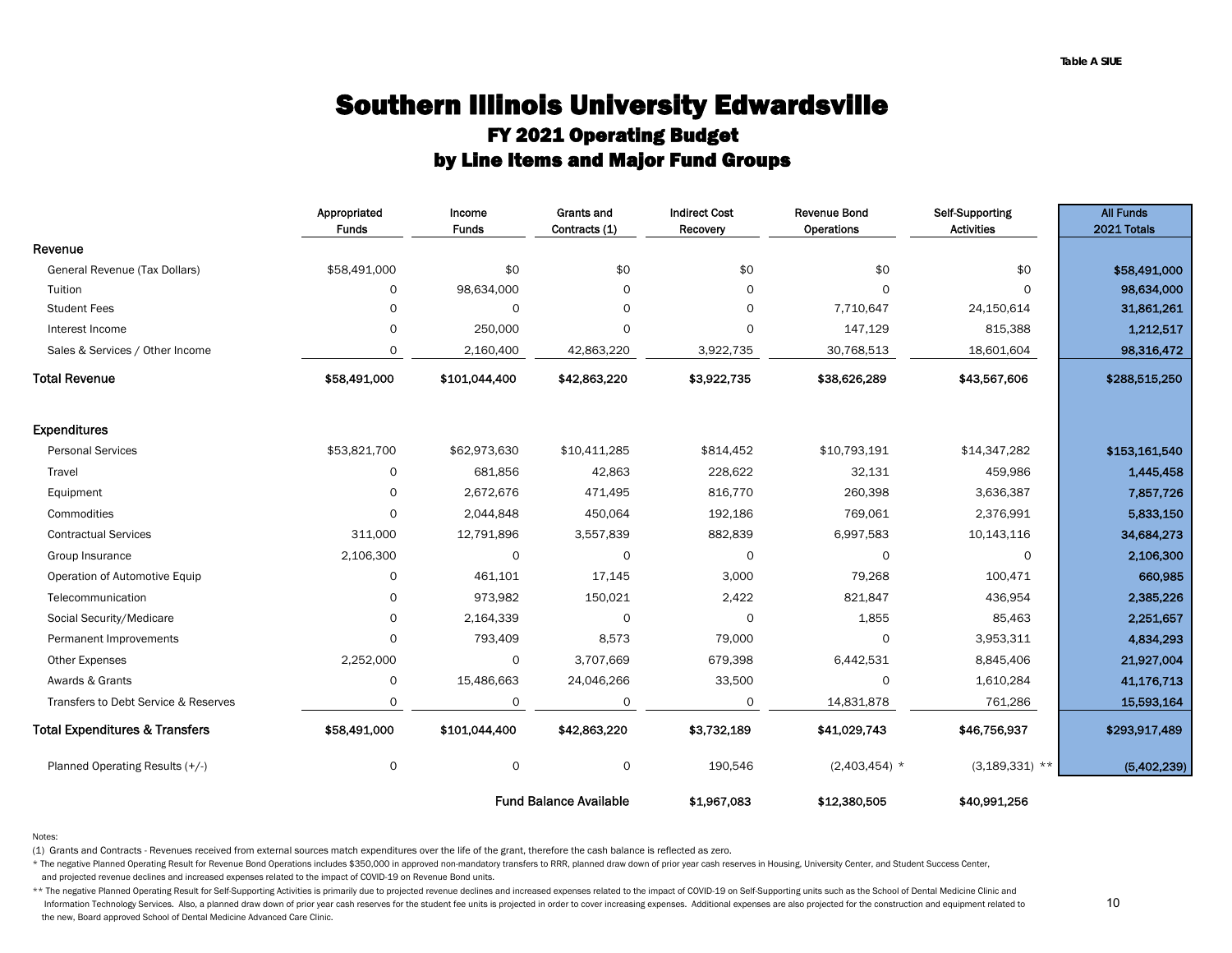Table A SIUE

# Southern Illinois University Edwardsville

## FY 2021 Operating Budget

## by Line Items and Major Fund Groups

| | Appropriated Funds | Income Funds | Grants and Contracts (1) | Indirect Cost Recovery | Revenue Bond Operations | Self-Supporting Activities | All Funds 2021 Totals |
|---|---|---|---|---|---|---|---|
| **Revenue** | | | | | | | |
| General Revenue (Tax Dollars) | $58,491,000 | $0 | $0 | $0 | $0 | $0 | **$58,491,000** |
| Tuition | 0 | 98,634,000 | 0 | 0 | 0 | 0 | **98,634,000** |
| Student Fees | 0 | 0 | 0 | 0 | 7,710,647 | 24,150,614 | **31,861,261** |
| Interest Income | 0 | 250,000 | 0 | 0 | 147,129 | 815,388 | **1,212,517** |
| Sales & Services / Other Income | 0 | 2,160,400 | 42,863,220 | 3,922,735 | 30,768,513 | 18,601,604 | **98,316,472** |
| **Total Revenue** | **$58,491,000** | **$101,044,400** | **$42,863,220** | **$3,922,735** | **$38,626,289** | **$43,567,606** | **$288,515,250** |
| **Expenditures** | | | | | | | |
| Personal Services | $53,821,700 | $62,973,630 | $10,411,285 | $814,452 | $10,793,191 | $14,347,282 | **$153,161,540** |
| Travel | 0 | 681,856 | 42,863 | 228,622 | 32,131 | 459,986 | **1,445,458** |
| Equipment | 0 | 2,672,676 | 471,495 | 816,770 | 260,398 | 3,636,387 | **7,857,726** |
| Commodities | 0 | 2,044,848 | 450,064 | 192,186 | 769,061 | 2,376,991 | **5,833,150** |
| Contractual Services | 311,000 | 12,791,896 | 3,557,839 | 882,839 | 6,997,583 | 10,143,116 | **34,684,273** |
| Group Insurance | 2,106,300 | 0 | 0 | 0 | 0 | 0 | **2,106,300** |
| Operation of Automotive Equip | 0 | 461,101 | 17,145 | 3,000 | 79,268 | 100,471 | **660,985** |
| Telecommunication | 0 | 973,982 | 150,021 | 2,422 | 821,847 | 436,954 | **2,385,226** |
| Social Security/Medicare | 0 | 2,164,339 | 0 | 0 | 1,855 | 85,463 | **2,251,657** |
| Permanent Improvements | 0 | 793,409 | 8,573 | 79,000 | 0 | 3,953,311 | **4,834,293** |
| Other Expenses | 2,252,000 | 0 | 3,707,669 | 679,398 | 6,442,531 | 8,845,406 | **21,927,004** |
| Awards & Grants | 0 | 15,486,663 | 24,046,266 | 33,500 | 0 | 1,610,284 | **41,176,713** |
| Transfers to Debt Service & Reserves | 0 | 0 | 0 | 0 | 14,831,878 | 761,286 | **15,593,164** |
| **Total Expenditures & Transfers** | **$58,491,000** | **$101,044,400** | **$42,863,220** | **$3,732,189** | **$41,029,743** | **$46,756,937** | **$293,917,489** |
| Planned Operating Results (+/-) | 0 | 0 | 0 | 190,546 | (2,403,454) * | (3,189,331) ** | **(5,402,239)** |
| | | | **Fund Balance Available** | **$1,967,083** | **$12,380,505** | **$40,991,256** | |

Notes:

(1) Grants and Contracts - Revenues received from external sources match expenditures over the life of the grant, therefore the cash balance is reflected as zero.

* The negative Planned Operating Result for Revenue Bond Operations includes $350,000 in approved non-mandatory transfers to RRR, planned draw down of prior year cash reserves in Housing, University Center, and Student Success Center, and projected revenue declines and increased expenses related to the impact of COVID-19 on Revenue Bond units.

** The negative Planned Operating Result for Self-Supporting Activities is primarily due to projected revenue declines and increased expenses related to the impact of COVID-19 on Self-Supporting units such as the School of Dental Medicine Clinic and Information Technology Services. Also, a planned draw down of prior year cash reserves for the student fee units is projected in order to cover increasing expenses. Additional expenses are also projected for the construction and equipment related to the new, Board approved School of Dental Medicine Advanced Care Clinic.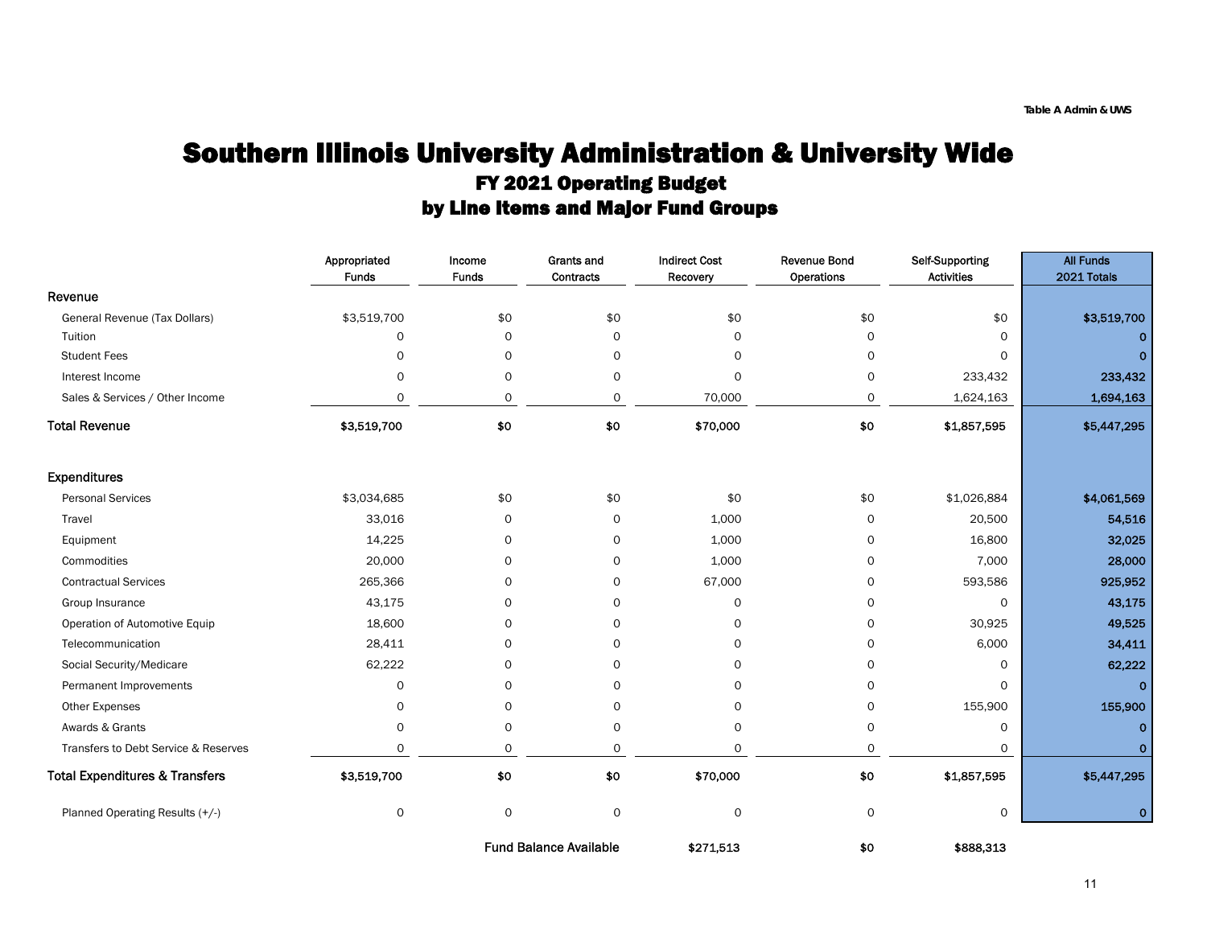Table A Admin & UWS

# Southern Illinois University Administration & University Wide

## FY 2021 Operating Budget

## by Line Items and Major Fund Groups

| | Appropriated Funds | Income Funds | Grants and Contracts | Indirect Cost Recovery | Revenue Bond Operations | Self-Supporting Activities | All Funds 2021 Totals |
|---|---|---|---|---|---|---|---|
| **Revenue** | | | | | | | |
| General Revenue (Tax Dollars) | $3,519,700 | $0 | $0 | $0 | $0 | $0 | $3,519,700 |
| Tuition | 0 | 0 | 0 | 0 | 0 | 0 | 0 |
| Student Fees | 0 | 0 | 0 | 0 | 0 | 0 | 0 |
| Interest Income | 0 | 0 | 0 | 0 | 0 | 233,432 | 233,432 |
| Sales & Services / Other Income | 0 | 0 | 0 | 70,000 | 0 | 1,624,163 | 1,694,163 |
| **Total Revenue** | **$3,519,700** | **$0** | **$0** | **$70,000** | **$0** | **$1,857,595** | **$5,447,295** |
| **Expenditures** | | | | | | | |
| Personal Services | $3,034,685 | $0 | $0 | $0 | $0 | $1,026,884 | $4,061,569 |
| Travel | 33,016 | 0 | 0 | 1,000 | 0 | 20,500 | 54,516 |
| Equipment | 14,225 | 0 | 0 | 1,000 | 0 | 16,800 | 32,025 |
| Commodities | 20,000 | 0 | 0 | 1,000 | 0 | 7,000 | 28,000 |
| Contractual Services | 265,366 | 0 | 0 | 67,000 | 0 | 593,586 | 925,952 |
| Group Insurance | 43,175 | 0 | 0 | 0 | 0 | 0 | 43,175 |
| Operation of Automotive Equip | 18,600 | 0 | 0 | 0 | 0 | 30,925 | 49,525 |
| Telecommunication | 28,411 | 0 | 0 | 0 | 0 | 6,000 | 34,411 |
| Social Security/Medicare | 62,222 | 0 | 0 | 0 | 0 | 0 | 62,222 |
| Permanent Improvements | 0 | 0 | 0 | 0 | 0 | 0 | 0 |
| Other Expenses | 0 | 0 | 0 | 0 | 0 | 155,900 | 155,900 |
| Awards & Grants | 0 | 0 | 0 | 0 | 0 | 0 | 0 |
| Transfers to Debt Service & Reserves | 0 | 0 | 0 | 0 | 0 | 0 | 0 |
| **Total Expenditures & Transfers** | **$3,519,700** | **$0** | **$0** | **$70,000** | **$0** | **$1,857,595** | **$5,447,295** |
| Planned Operating Results (+/-) | 0 | 0 | 0 | 0 | 0 | 0 | 0 |
| | | | **Fund Balance Available** | **$271,513** | **$0** | **$888,313** | |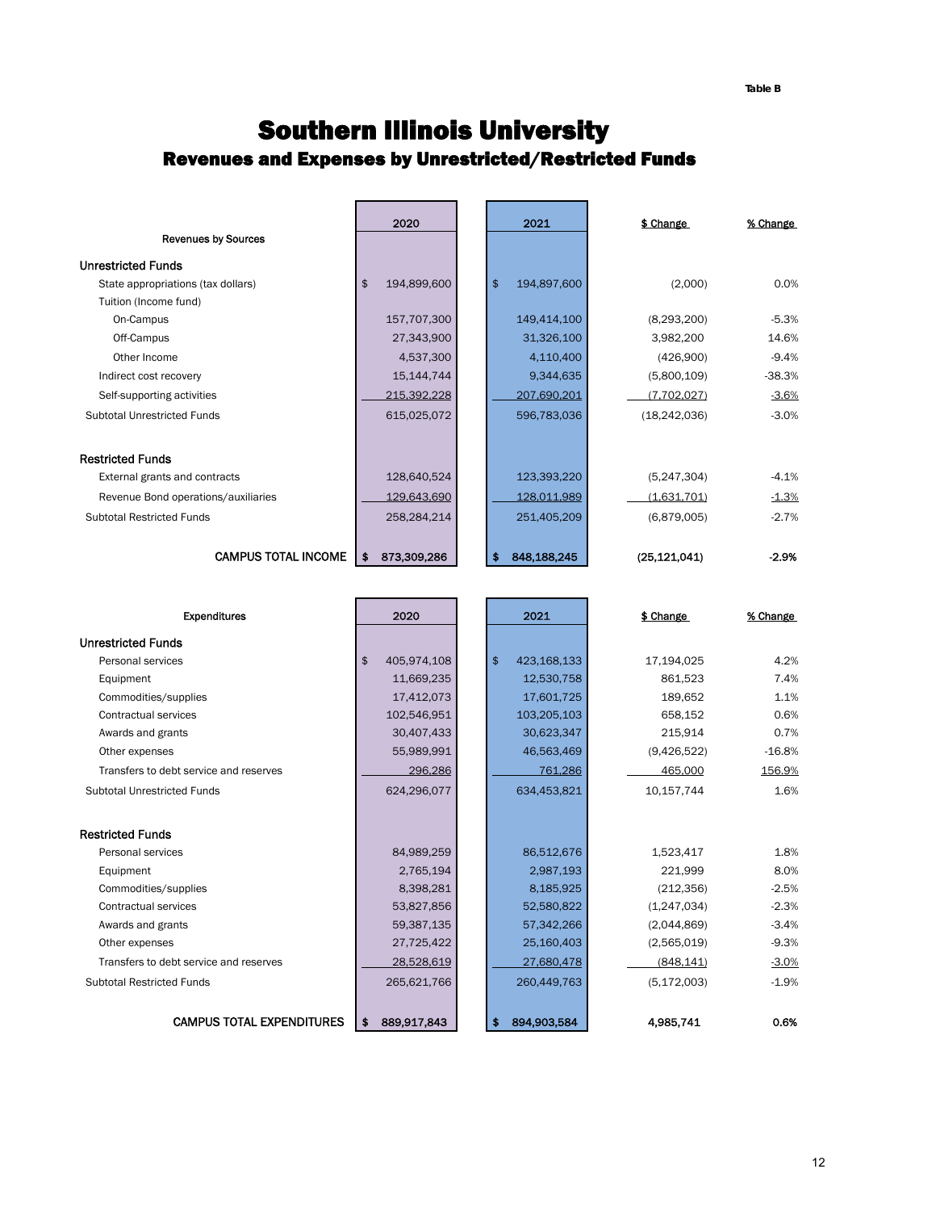Table B

# Southern Illinois University

## Revenues and Expenses by Unrestricted/Restricted Funds

| Revenues by Sources | 2020 | 2021 | $ Change | % Change |
|---|---|---|---|---|
| **Unrestricted Funds** | | | | |
| State appropriations (tax dollars) | $ 194,899,600 | $ 194,897,600 | (2,000) | 0.0% |
| Tuition (Income fund) | | | | |
| On-Campus | 157,707,300 | 149,414,100 | (8,293,200) | -5.3% |
| Off-Campus | 27,343,900 | 31,326,100 | 3,982,200 | 14.6% |
| Other Income | 4,537,300 | 4,110,400 | (426,900) | -9.4% |
| Indirect cost recovery | 15,144,744 | 9,344,635 | (5,800,109) | -38.3% |
| Self-supporting activities | 215,392,228 | 207,690,201 | (7,702,027) | -3.6% |
| Subtotal Unrestricted Funds | 615,025,072 | 596,783,036 | (18,242,036) | -3.0% |
| **Restricted Funds** | | | | |
| External grants and contracts | 128,640,524 | 123,393,220 | (5,247,304) | -4.1% |
| Revenue Bond operations/auxiliaries | 129,643,690 | 128,011,989 | (1,631,701) | -1.3% |
| Subtotal Restricted Funds | 258,284,214 | 251,405,209 | (6,879,005) | -2.7% |
| **CAMPUS TOTAL INCOME** | **$ 873,309,286** | **$ 848,188,245** | **(25,121,041)** | **-2.9%** |

| Expenditures | 2020 | 2021 | $ Change | % Change |
|---|---|---|---|---|
| **Unrestricted Funds** | | | | |
| Personal services | $ 405,974,108 | $ 423,168,133 | 17,194,025 | 4.2% |
| Equipment | 11,669,235 | 12,530,758 | 861,523 | 7.4% |
| Commodities/supplies | 17,412,073 | 17,601,725 | 189,652 | 1.1% |
| Contractual services | 102,546,951 | 103,205,103 | 658,152 | 0.6% |
| Awards and grants | 30,407,433 | 30,623,347 | 215,914 | 0.7% |
| Other expenses | 55,989,991 | 46,563,469 | (9,426,522) | -16.8% |
| Transfers to debt service and reserves | 296,286 | 761,286 | 465,000 | 156.9% |
| Subtotal Unrestricted Funds | 624,296,077 | 634,453,821 | 10,157,744 | 1.6% |
| **Restricted Funds** | | | | |
| Personal services | 84,989,259 | 86,512,676 | 1,523,417 | 1.8% |
| Equipment | 2,765,194 | 2,987,193 | 221,999 | 8.0% |
| Commodities/supplies | 8,398,281 | 8,185,925 | (212,356) | -2.5% |
| Contractual services | 53,827,856 | 52,580,822 | (1,247,034) | -2.3% |
| Awards and grants | 59,387,135 | 57,342,266 | (2,044,869) | -3.4% |
| Other expenses | 27,725,422 | 25,160,403 | (2,565,019) | -9.3% |
| Transfers to debt service and reserves | 28,528,619 | 27,680,478 | (848,141) | -3.0% |
| Subtotal Restricted Funds | 265,621,766 | 260,449,763 | (5,172,003) | -1.9% |
| **CAMPUS TOTAL EXPENDITURES** | **$ 889,917,843** | **$ 894,903,584** | **4,985,741** | **0.6%** |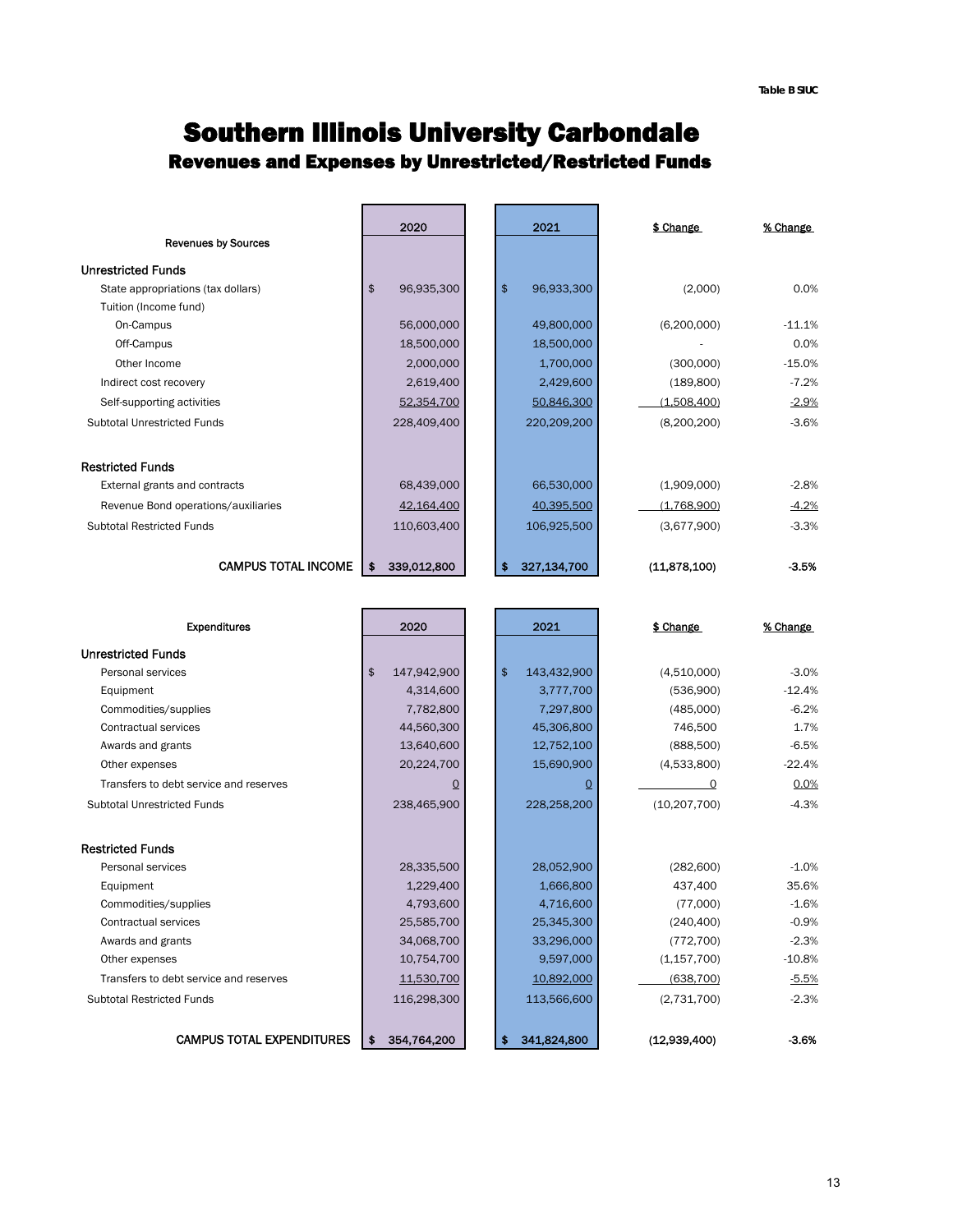Table B SIUC

# Southern Illinois University Carbondale

## Revenues and Expenses by Unrestricted/Restricted Funds

| Revenues by Sources | 2020 | 2021 | $ Change | % Change |
|---|---|---|---|---|
| **Unrestricted Funds** | | | | |
| State appropriations (tax dollars) | $ 96,935,300 | $ 96,933,300 | (2,000) | 0.0% |
| Tuition (Income fund) | | | | |
| On-Campus | 56,000,000 | 49,800,000 | (6,200,000) | -11.1% |
| Off-Campus | 18,500,000 | 18,500,000 | - | 0.0% |
| Other Income | 2,000,000 | 1,700,000 | (300,000) | -15.0% |
| Indirect cost recovery | 2,619,400 | 2,429,600 | (189,800) | -7.2% |
| Self-supporting activities | 52,354,700 | 50,846,300 | (1,508,400) | -2.9% |
| Subtotal Unrestricted Funds | 228,409,400 | 220,209,200 | (8,200,200) | -3.6% |
| **Restricted Funds** | | | | |
| External grants and contracts | 68,439,000 | 66,530,000 | (1,909,000) | -2.8% |
| Revenue Bond operations/auxiliaries | 42,164,400 | 40,395,500 | (1,768,900) | -4.2% |
| Subtotal Restricted Funds | 110,603,400 | 106,925,500 | (3,677,900) | -3.3% |
| **CAMPUS TOTAL INCOME** | **$ 339,012,800** | **$ 327,134,700** | **(11,878,100)** | **-3.5%** |

| Expenditures | 2020 | 2021 | $ Change | % Change |
|---|---|---|---|---|
| **Unrestricted Funds** | | | | |
| Personal services | $ 147,942,900 | $ 143,432,900 | (4,510,000) | -3.0% |
| Equipment | 4,314,600 | 3,777,700 | (536,900) | -12.4% |
| Commodities/supplies | 7,782,800 | 7,297,800 | (485,000) | -6.2% |
| Contractual services | 44,560,300 | 45,306,800 | 746,500 | 1.7% |
| Awards and grants | 13,640,600 | 12,752,100 | (888,500) | -6.5% |
| Other expenses | 20,224,700 | 15,690,900 | (4,533,800) | -22.4% |
| Transfers to debt service and reserves | 0 | 0 | 0 | 0.0% |
| Subtotal Unrestricted Funds | 238,465,900 | 228,258,200 | (10,207,700) | -4.3% |
| **Restricted Funds** | | | | |
| Personal services | 28,335,500 | 28,052,900 | (282,600) | -1.0% |
| Equipment | 1,229,400 | 1,666,800 | 437,400 | 35.6% |
| Commodities/supplies | 4,793,600 | 4,716,600 | (77,000) | -1.6% |
| Contractual services | 25,585,700 | 25,345,300 | (240,400) | -0.9% |
| Awards and grants | 34,068,700 | 33,296,000 | (772,700) | -2.3% |
| Other expenses | 10,754,700 | 9,597,000 | (1,157,700) | -10.8% |
| Transfers to debt service and reserves | 11,530,700 | 10,892,000 | (638,700) | -5.5% |
| Subtotal Restricted Funds | 116,298,300 | 113,566,600 | (2,731,700) | -2.3% |
| **CAMPUS TOTAL EXPENDITURES** | **$ 354,764,200** | **$ 341,824,800** | **(12,939,400)** | **-3.6%** |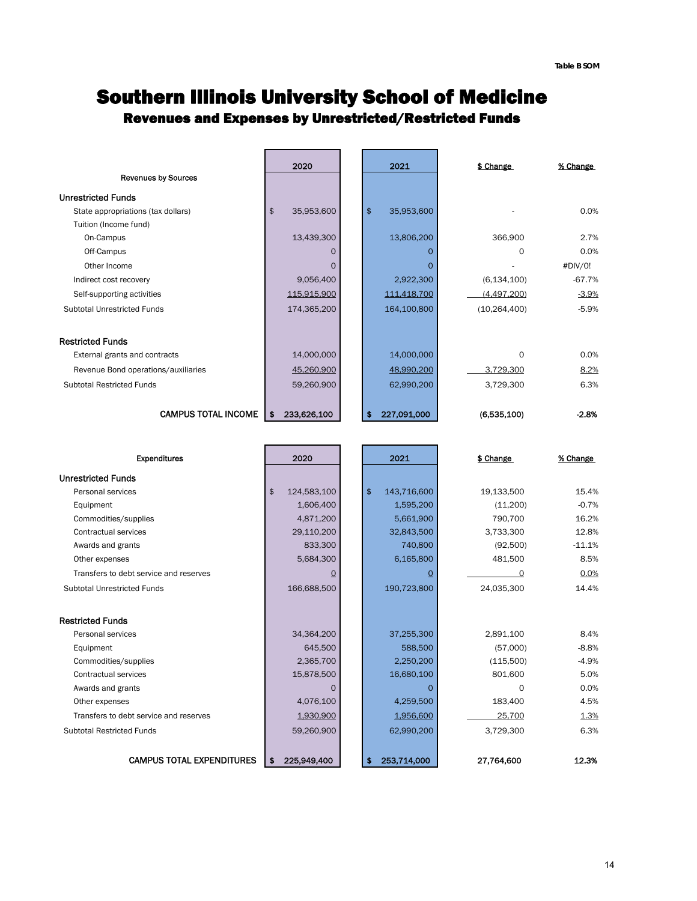Table B SOM

# Southern Illinois University School of Medicine

## Revenues and Expenses by Unrestricted/Restricted Funds

| Revenues by Sources | 2020 | 2021 | $ Change | % Change |
|---|---|---|---|---|
| **Unrestricted Funds** | | | | |
| State appropriations (tax dollars) | $ 35,953,600 | $ 35,953,600 | - | 0.0% |
| Tuition (Income fund) | | | | |
| On-Campus | 13,439,300 | 13,806,200 | 366,900 | 2.7% |
| Off-Campus | 0 | 0 | 0 | 0.0% |
| Other Income | 0 | 0 | - | #DIV/0! |
| Indirect cost recovery | 9,056,400 | 2,922,300 | (6,134,100) | -67.7% |
| Self-supporting activities | 115,915,900 | 111,418,700 | (4,497,200) | -3.9% |
| Subtotal Unrestricted Funds | 174,365,200 | 164,100,800 | (10,264,400) | -5.9% |
| **Restricted Funds** | | | | |
| External grants and contracts | 14,000,000 | 14,000,000 | 0 | 0.0% |
| Revenue Bond operations/auxiliaries | 45,260,900 | 48,990,200 | 3,729,300 | 8.2% |
| Subtotal Restricted Funds | 59,260,900 | 62,990,200 | 3,729,300 | 6.3% |
| **CAMPUS TOTAL INCOME** | **$ 233,626,100** | **$ 227,091,000** | **(6,535,100)** | **-2.8%** |

| Expenditures | 2020 | 2021 | $ Change | % Change |
|---|---|---|---|---|
| **Unrestricted Funds** | | | | |
| Personal services | $ 124,583,100 | $ 143,716,600 | 19,133,500 | 15.4% |
| Equipment | 1,606,400 | 1,595,200 | (11,200) | -0.7% |
| Commodities/supplies | 4,871,200 | 5,661,900 | 790,700 | 16.2% |
| Contractual services | 29,110,200 | 32,843,500 | 3,733,300 | 12.8% |
| Awards and grants | 833,300 | 740,800 | (92,500) | -11.1% |
| Other expenses | 5,684,300 | 6,165,800 | 481,500 | 8.5% |
| Transfers to debt service and reserves | 0 | 0 | 0 | 0.0% |
| Subtotal Unrestricted Funds | 166,688,500 | 190,723,800 | 24,035,300 | 14.4% |
| **Restricted Funds** | | | | |
| Personal services | 34,364,200 | 37,255,300 | 2,891,100 | 8.4% |
| Equipment | 645,500 | 588,500 | (57,000) | -8.8% |
| Commodities/supplies | 2,365,700 | 2,250,200 | (115,500) | -4.9% |
| Contractual services | 15,878,500 | 16,680,100 | 801,600 | 5.0% |
| Awards and grants | 0 | 0 | 0 | 0.0% |
| Other expenses | 4,076,100 | 4,259,500 | 183,400 | 4.5% |
| Transfers to debt service and reserves | 1,930,900 | 1,956,600 | 25,700 | 1.3% |
| Subtotal Restricted Funds | 59,260,900 | 62,990,200 | 3,729,300 | 6.3% |
| **CAMPUS TOTAL EXPENDITURES** | **$ 225,949,400** | **$ 253,714,000** | **27,764,600** | **12.3%** |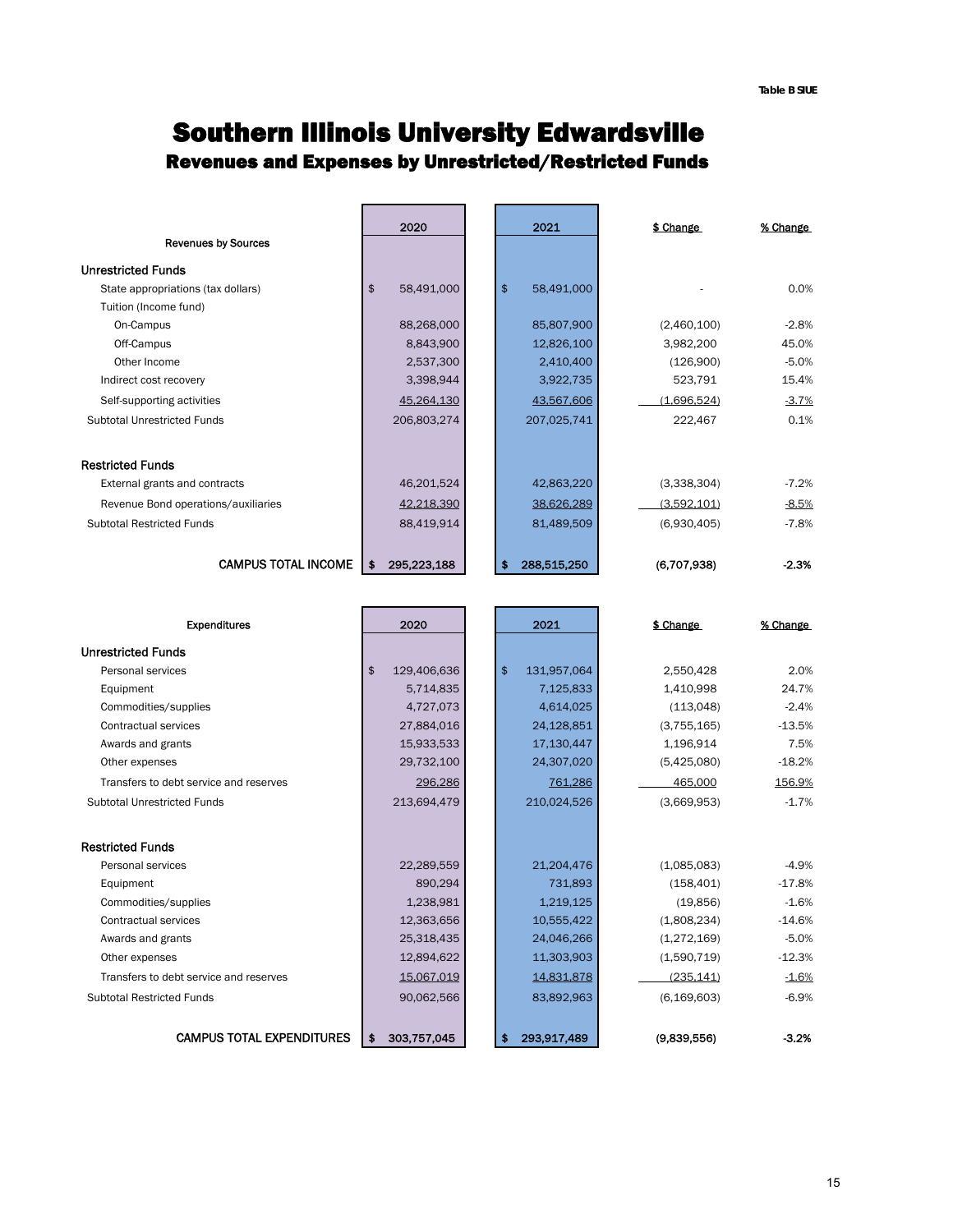Table B SIUE

# Southern Illinois University Edwardsville

## Revenues and Expenses by Unrestricted/Restricted Funds

| Revenues by Sources | 2020 | 2021 | $ Change | % Change |
|---|---|---|---|---|
| **Unrestricted Funds** | | | | |
| State appropriations (tax dollars) | $ 58,491,000 | $ 58,491,000 | - | 0.0% |
| Tuition (Income fund) | | | | |
| On-Campus | 88,268,000 | 85,807,900 | (2,460,100) | -2.8% |
| Off-Campus | 8,843,900 | 12,826,100 | 3,982,200 | 45.0% |
| Other Income | 2,537,300 | 2,410,400 | (126,900) | -5.0% |
| Indirect cost recovery | 3,398,944 | 3,922,735 | 523,791 | 15.4% |
| Self-supporting activities | 45,264,130 | 43,567,606 | (1,696,524) | -3.7% |
| Subtotal Unrestricted Funds | 206,803,274 | 207,025,741 | 222,467 | 0.1% |
| **Restricted Funds** | | | | |
| External grants and contracts | 46,201,524 | 42,863,220 | (3,338,304) | -7.2% |
| Revenue Bond operations/auxiliaries | 42,218,390 | 38,626,289 | (3,592,101) | -8.5% |
| Subtotal Restricted Funds | 88,419,914 | 81,489,509 | (6,930,405) | -7.8% |
| **CAMPUS TOTAL INCOME** | **$ 295,223,188** | **$ 288,515,250** | **(6,707,938)** | **-2.3%** |

| Expenditures | 2020 | 2021 | $ Change | % Change |
|---|---|---|---|---|
| **Unrestricted Funds** | | | | |
| Personal services | $ 129,406,636 | $ 131,957,064 | 2,550,428 | 2.0% |
| Equipment | 5,714,835 | 7,125,833 | 1,410,998 | 24.7% |
| Commodities/supplies | 4,727,073 | 4,614,025 | (113,048) | -2.4% |
| Contractual services | 27,884,016 | 24,128,851 | (3,755,165) | -13.5% |
| Awards and grants | 15,933,533 | 17,130,447 | 1,196,914 | 7.5% |
| Other expenses | 29,732,100 | 24,307,020 | (5,425,080) | -18.2% |
| Transfers to debt service and reserves | 296,286 | 761,286 | 465,000 | 156.9% |
| Subtotal Unrestricted Funds | 213,694,479 | 210,024,526 | (3,669,953) | -1.7% |
| **Restricted Funds** | | | | |
| Personal services | 22,289,559 | 21,204,476 | (1,085,083) | -4.9% |
| Equipment | 890,294 | 731,893 | (158,401) | -17.8% |
| Commodities/supplies | 1,238,981 | 1,219,125 | (19,856) | -1.6% |
| Contractual services | 12,363,656 | 10,555,422 | (1,808,234) | -14.6% |
| Awards and grants | 25,318,435 | 24,046,266 | (1,272,169) | -5.0% |
| Other expenses | 12,894,622 | 11,303,903 | (1,590,719) | -12.3% |
| Transfers to debt service and reserves | 15,067,019 | 14,831,878 | (235,141) | -1.6% |
| Subtotal Restricted Funds | 90,062,566 | 83,892,963 | (6,169,603) | -6.9% |
| **CAMPUS TOTAL EXPENDITURES** | **$ 303,757,045** | **$ 293,917,489** | **(9,839,556)** | **-3.2%** |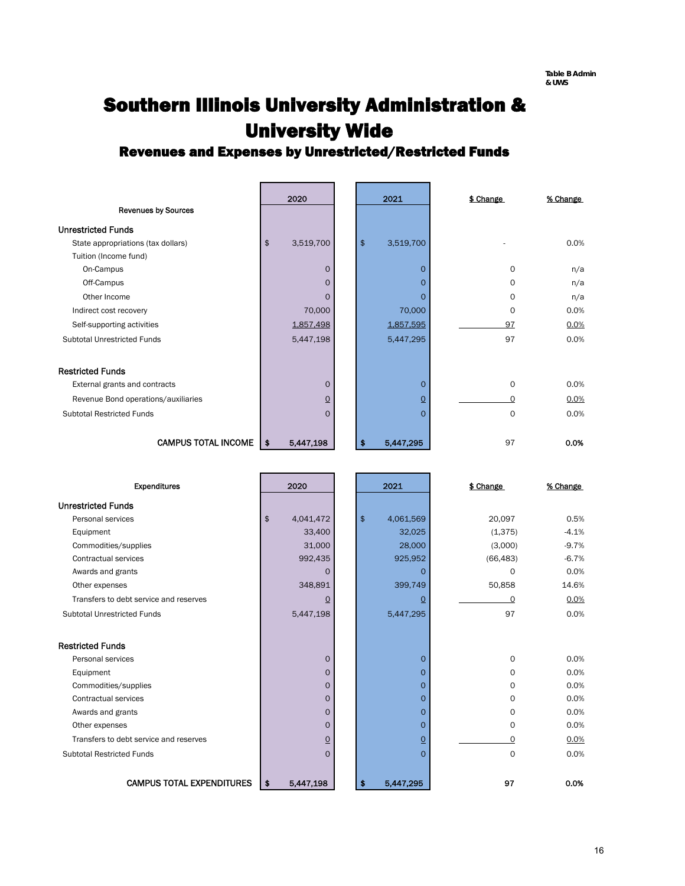Table B Admin & UWS

# Southern Illinois University Administration & University Wide

## Revenues and Expenses by Unrestricted/Restricted Funds

| Revenues by Sources | 2020 | 2021 | $ Change | % Change |
|---|---|---|---|---|
| **Unrestricted Funds** | | | | |
| State appropriations (tax dollars) | $ 3,519,700 | $ 3,519,700 | - | 0.0% |
| Tuition (Income fund) | | | | |
| On-Campus | 0 | 0 | 0 | n/a |
| Off-Campus | 0 | 0 | 0 | n/a |
| Other Income | 0 | 0 | 0 | n/a |
| Indirect cost recovery | 70,000 | 70,000 | 0 | 0.0% |
| Self-supporting activities | 1,857,498 | 1,857,595 | 97 | 0.0% |
| Subtotal Unrestricted Funds | 5,447,198 | 5,447,295 | 97 | 0.0% |
| **Restricted Funds** | | | | |
| External grants and contracts | 0 | 0 | 0 | 0.0% |
| Revenue Bond operations/auxiliaries | 0 | 0 | 0 | 0.0% |
| Subtotal Restricted Funds | 0 | 0 | 0 | 0.0% |
| CAMPUS TOTAL INCOME | **$ 5,447,198** | **$ 5,447,295** | 97 | **0.0%** |

| Expenditures | 2020 | 2021 | $ Change | % Change |
|---|---|---|---|---|
| **Unrestricted Funds** | | | | |
| Personal services | $ 4,041,472 | $ 4,061,569 | 20,097 | 0.5% |
| Equipment | 33,400 | 32,025 | (1,375) | -4.1% |
| Commodities/supplies | 31,000 | 28,000 | (3,000) | -9.7% |
| Contractual services | 992,435 | 925,952 | (66,483) | -6.7% |
| Awards and grants | 0 | 0 | 0 | 0.0% |
| Other expenses | 348,891 | 399,749 | 50,858 | 14.6% |
| Transfers to debt service and reserves | 0 | 0 | 0 | 0.0% |
| Subtotal Unrestricted Funds | 5,447,198 | 5,447,295 | 97 | 0.0% |
| **Restricted Funds** | | | | |
| Personal services | 0 | 0 | 0 | 0.0% |
| Equipment | 0 | 0 | 0 | 0.0% |
| Commodities/supplies | 0 | 0 | 0 | 0.0% |
| Contractual services | 0 | 0 | 0 | 0.0% |
| Awards and grants | 0 | 0 | 0 | 0.0% |
| Other expenses | 0 | 0 | 0 | 0.0% |
| Transfers to debt service and reserves | 0 | 0 | 0 | 0.0% |
| Subtotal Restricted Funds | 0 | 0 | 0 | 0.0% |
| CAMPUS TOTAL EXPENDITURES | **$ 5,447,198** | **$ 5,447,295** | **97** | **0.0%** |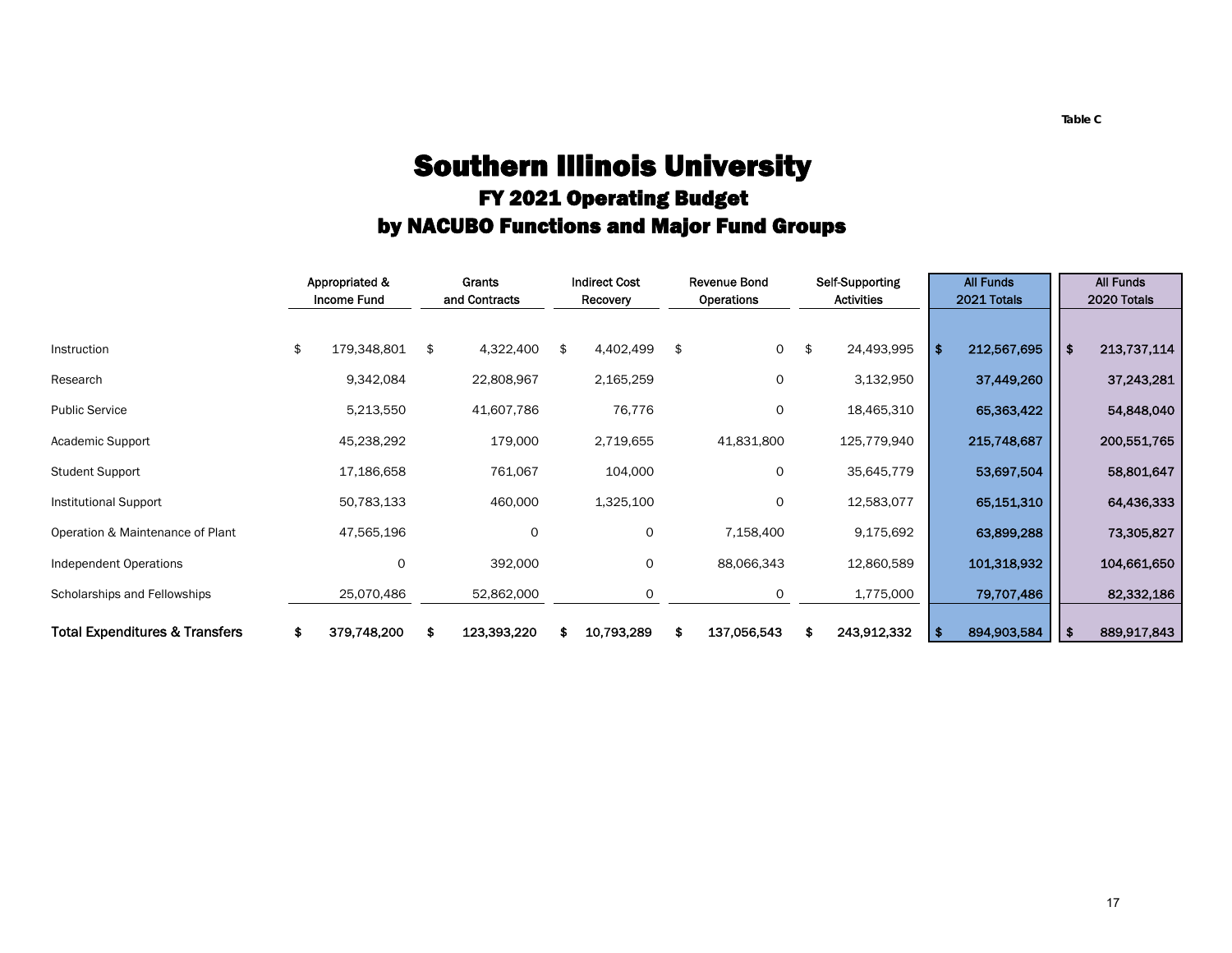Table C

# Southern Illinois University

## FY 2021 Operating Budget

## by NACUBO Functions and Major Fund Groups

| | Appropriated & Income Fund | Grants and Contracts | Indirect Cost Recovery | Revenue Bond Operations | Self-Supporting Activities | All Funds 2021 Totals | All Funds 2020 Totals |
|---|---|---|---|---|---|---|---|
| Instruction | $ 179,348,801 | $ 4,322,400 | $ 4,402,499 | $ 0 | $ 24,493,995 | **$ 212,567,695** | **$ 213,737,114** |
| Research | 9,342,084 | 22,808,967 | 2,165,259 | 0 | 3,132,950 | **37,449,260** | **37,243,281** |
| Public Service | 5,213,550 | 41,607,786 | 76,776 | 0 | 18,465,310 | **65,363,422** | **54,848,040** |
| Academic Support | 45,238,292 | 179,000 | 2,719,655 | 41,831,800 | 125,779,940 | **215,748,687** | **200,551,765** |
| Student Support | 17,186,658 | 761,067 | 104,000 | 0 | 35,645,779 | **53,697,504** | **58,801,647** |
| Institutional Support | 50,783,133 | 460,000 | 1,325,100 | 0 | 12,583,077 | **65,151,310** | **64,436,333** |
| Operation & Maintenance of Plant | 47,565,196 | 0 | 0 | 7,158,400 | 9,175,692 | **63,899,288** | **73,305,827** |
| Independent Operations | 0 | 392,000 | 0 | 88,066,343 | 12,860,589 | **101,318,932** | **104,661,650** |
| Scholarships and Fellowships | 25,070,486 | 52,862,000 | 0 | 0 | 1,775,000 | **79,707,486** | **82,332,186** |
| **Total Expenditures & Transfers** | **$ 379,748,200** | **$ 123,393,220** | **$ 10,793,289** | **$ 137,056,543** | **$ 243,912,332** | **$ 894,903,584** | **$ 889,917,843** |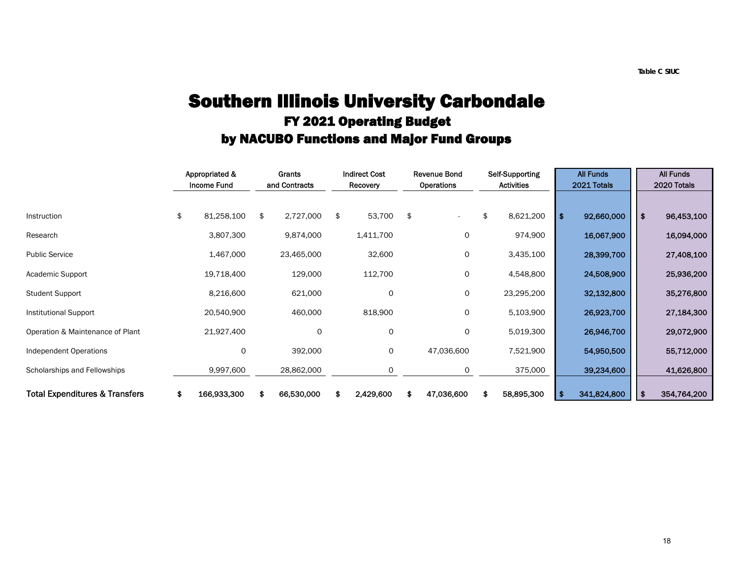Table C SIUC

# Southern Illinois University Carbondale

## FY 2021 Operating Budget

## by NACUBO Functions and Major Fund Groups

| | Appropriated & Income Fund | Grants and Contracts | Indirect Cost Recovery | Revenue Bond Operations | Self-Supporting Activities | All Funds 2021 Totals | All Funds 2020 Totals |
|---|---|---|---|---|---|---|---|
| Instruction | $ 81,258,100 | $ 2,727,000 | $ 53,700 | $ - | $ 8,621,200 | **$ 92,660,000** | **$ 96,453,100** |
| Research | 3,807,300 | 9,874,000 | 1,411,700 | 0 | 974,900 | **16,067,900** | **16,094,000** |
| Public Service | 1,467,000 | 23,465,000 | 32,600 | 0 | 3,435,100 | **28,399,700** | **27,408,100** |
| Academic Support | 19,718,400 | 129,000 | 112,700 | 0 | 4,548,800 | **24,508,900** | **25,936,200** |
| Student Support | 8,216,600 | 621,000 | 0 | 0 | 23,295,200 | **32,132,800** | **35,276,800** |
| Institutional Support | 20,540,900 | 460,000 | 818,900 | 0 | 5,103,900 | **26,923,700** | **27,184,300** |
| Operation & Maintenance of Plant | 21,927,400 | 0 | 0 | 0 | 5,019,300 | **26,946,700** | **29,072,900** |
| Independent Operations | 0 | 392,000 | 0 | 47,036,600 | 7,521,900 | **54,950,500** | **55,712,000** |
| Scholarships and Fellowships | 9,997,600 | 28,862,000 | 0 | 0 | 375,000 | **39,234,600** | **41,626,800** |
| **Total Expenditures & Transfers** | **$ 166,933,300** | **$ 66,530,000** | **$ 2,429,600** | **$ 47,036,600** | **$ 58,895,300** | **$ 341,824,800** | **$ 354,764,200** |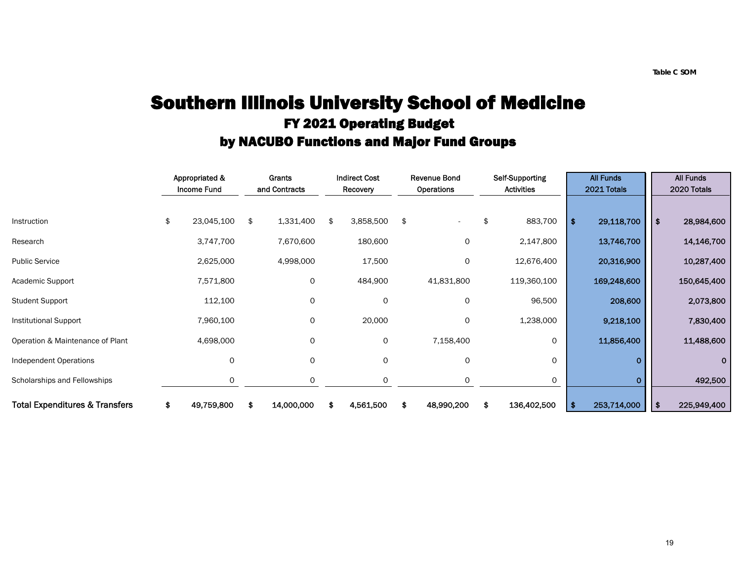Table C SOM

# Southern Illinois University School of Medicine

## FY 2021 Operating Budget

## by NACUBO Functions and Major Fund Groups

| | Appropriated & Income Fund | Grants and Contracts | Indirect Cost Recovery | Revenue Bond Operations | Self-Supporting Activities | All Funds 2021 Totals | All Funds 2020 Totals |
|---|---|---|---|---|---|---|---|
| Instruction | $ 23,045,100 | $ 1,331,400 | $ 3,858,500 | $ - | $ 883,700 | $ 29,118,700 | $ 28,984,600 |
| Research | 3,747,700 | 7,670,600 | 180,600 | 0 | 2,147,800 | 13,746,700 | 14,146,700 |
| Public Service | 2,625,000 | 4,998,000 | 17,500 | 0 | 12,676,400 | 20,316,900 | 10,287,400 |
| Academic Support | 7,571,800 | 0 | 484,900 | 41,831,800 | 119,360,100 | 169,248,600 | 150,645,400 |
| Student Support | 112,100 | 0 | 0 | 0 | 96,500 | 208,600 | 2,073,800 |
| Institutional Support | 7,960,100 | 0 | 20,000 | 0 | 1,238,000 | 9,218,100 | 7,830,400 |
| Operation & Maintenance of Plant | 4,698,000 | 0 | 0 | 7,158,400 | 0 | 11,856,400 | 11,488,600 |
| Independent Operations | 0 | 0 | 0 | 0 | 0 | 0 | 0 |
| Scholarships and Fellowships | 0 | 0 | 0 | 0 | 0 | 0 | 492,500 |
| **Total Expenditures & Transfers** | **$ 49,759,800** | **$ 14,000,000** | **$ 4,561,500** | **$ 48,990,200** | **$ 136,402,500** | **$ 253,714,000** | **$ 225,949,400** |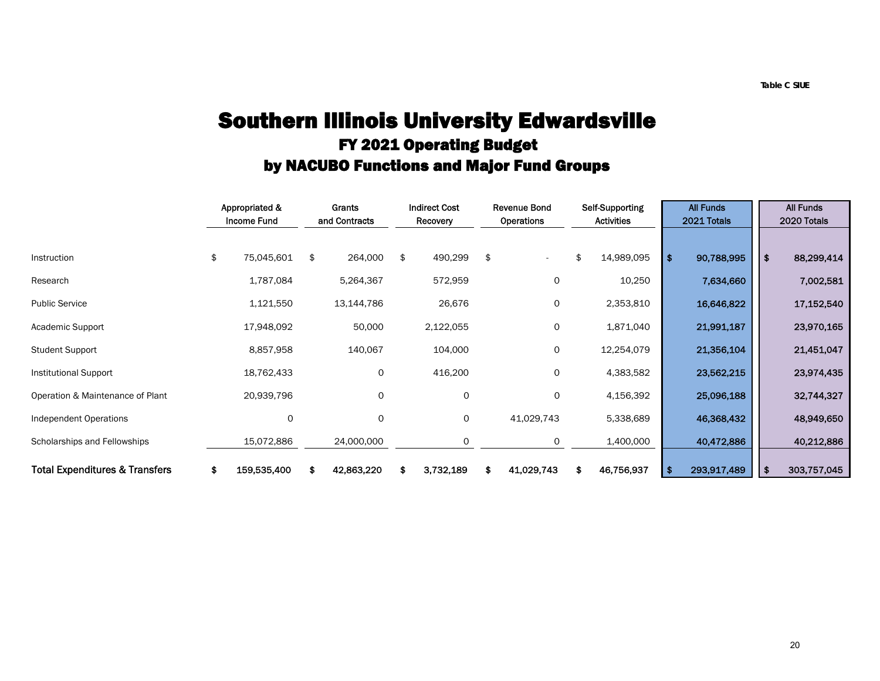Table C SIUE

# Southern Illinois University Edwardsville

## FY 2021 Operating Budget

## by NACUBO Functions and Major Fund Groups

| | Appropriated & Income Fund | Grants and Contracts | Indirect Cost Recovery | Revenue Bond Operations | Self-Supporting Activities | All Funds 2021 Totals | All Funds 2020 Totals |
|---|---|---|---|---|---|---|---|
| Instruction | $ 75,045,601 | $ 264,000 | $ 490,299 | $ - | $ 14,989,095 | **$ 90,788,995** | **$ 88,299,414** |
| Research | 1,787,084 | 5,264,367 | 572,959 | 0 | 10,250 | **7,634,660** | **7,002,581** |
| Public Service | 1,121,550 | 13,144,786 | 26,676 | 0 | 2,353,810 | **16,646,822** | **17,152,540** |
| Academic Support | 17,948,092 | 50,000 | 2,122,055 | 0 | 1,871,040 | **21,991,187** | **23,970,165** |
| Student Support | 8,857,958 | 140,067 | 104,000 | 0 | 12,254,079 | **21,356,104** | **21,451,047** |
| Institutional Support | 18,762,433 | 0 | 416,200 | 0 | 4,383,582 | **23,562,215** | **23,974,435** |
| Operation & Maintenance of Plant | 20,939,796 | 0 | 0 | 0 | 4,156,392 | **25,096,188** | **32,744,327** |
| Independent Operations | 0 | 0 | 0 | 41,029,743 | 5,338,689 | **46,368,432** | **48,949,650** |
| Scholarships and Fellowships | 15,072,886 | 24,000,000 | 0 | 0 | 1,400,000 | **40,472,886** | **40,212,886** |
| **Total Expenditures & Transfers** | **$ 159,535,400** | **$ 42,863,220** | **$ 3,732,189** | **$ 41,029,743** | **$ 46,756,937** | **$ 293,917,489** | **$ 303,757,045** |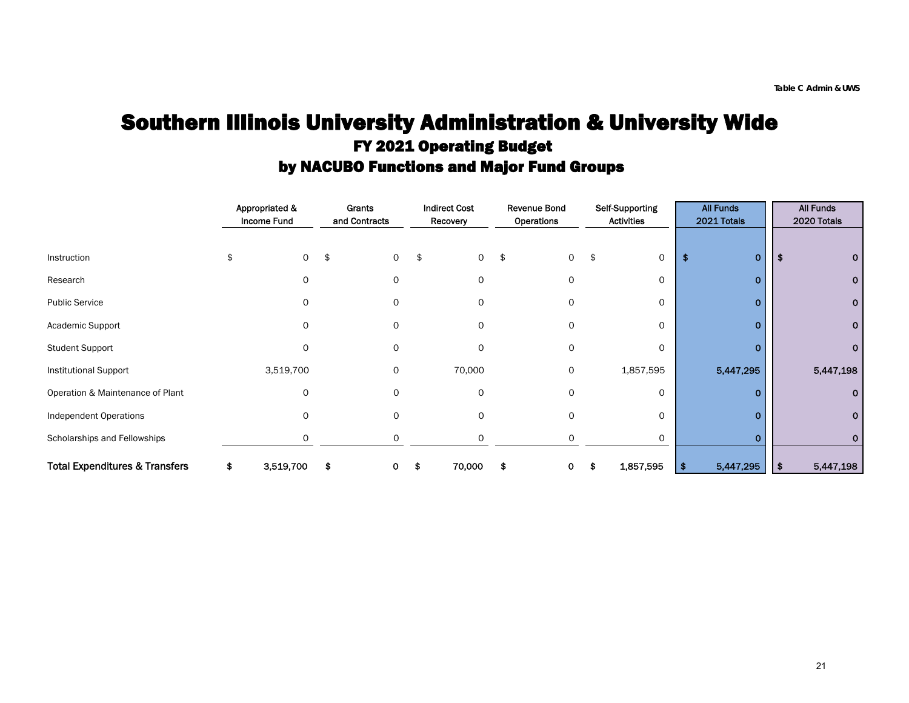Table C Admin & UWS

# Southern Illinois University Administration & University Wide

## FY 2021 Operating Budget

## by NACUBO Functions and Major Fund Groups

| | Appropriated & Income Fund | Grants and Contracts | Indirect Cost Recovery | Revenue Bond Operations | Self-Supporting Activities | All Funds 2021 Totals | All Funds 2020 Totals |
|---|---|---|---|---|---|---|---|
| Instruction | $ 0 | $ 0 | $ 0 | $ 0 | $ 0 | $ 0 | $ 0 |
| Research | 0 | 0 | 0 | 0 | 0 | 0 | 0 |
| Public Service | 0 | 0 | 0 | 0 | 0 | 0 | 0 |
| Academic Support | 0 | 0 | 0 | 0 | 0 | 0 | 0 |
| Student Support | 0 | 0 | 0 | 0 | 0 | 0 | 0 |
| Institutional Support | 3,519,700 | 0 | 70,000 | 0 | 1,857,595 | 5,447,295 | 5,447,198 |
| Operation & Maintenance of Plant | 0 | 0 | 0 | 0 | 0 | 0 | 0 |
| Independent Operations | 0 | 0 | 0 | 0 | 0 | 0 | 0 |
| Scholarships and Fellowships | 0 | 0 | 0 | 0 | 0 | 0 | 0 |
| **Total Expenditures & Transfers** | **$ 3,519,700** | **$ 0** | **$ 70,000** | **$ 0** | **$ 1,857,595** | **$ 5,447,295** | **$ 5,447,198** |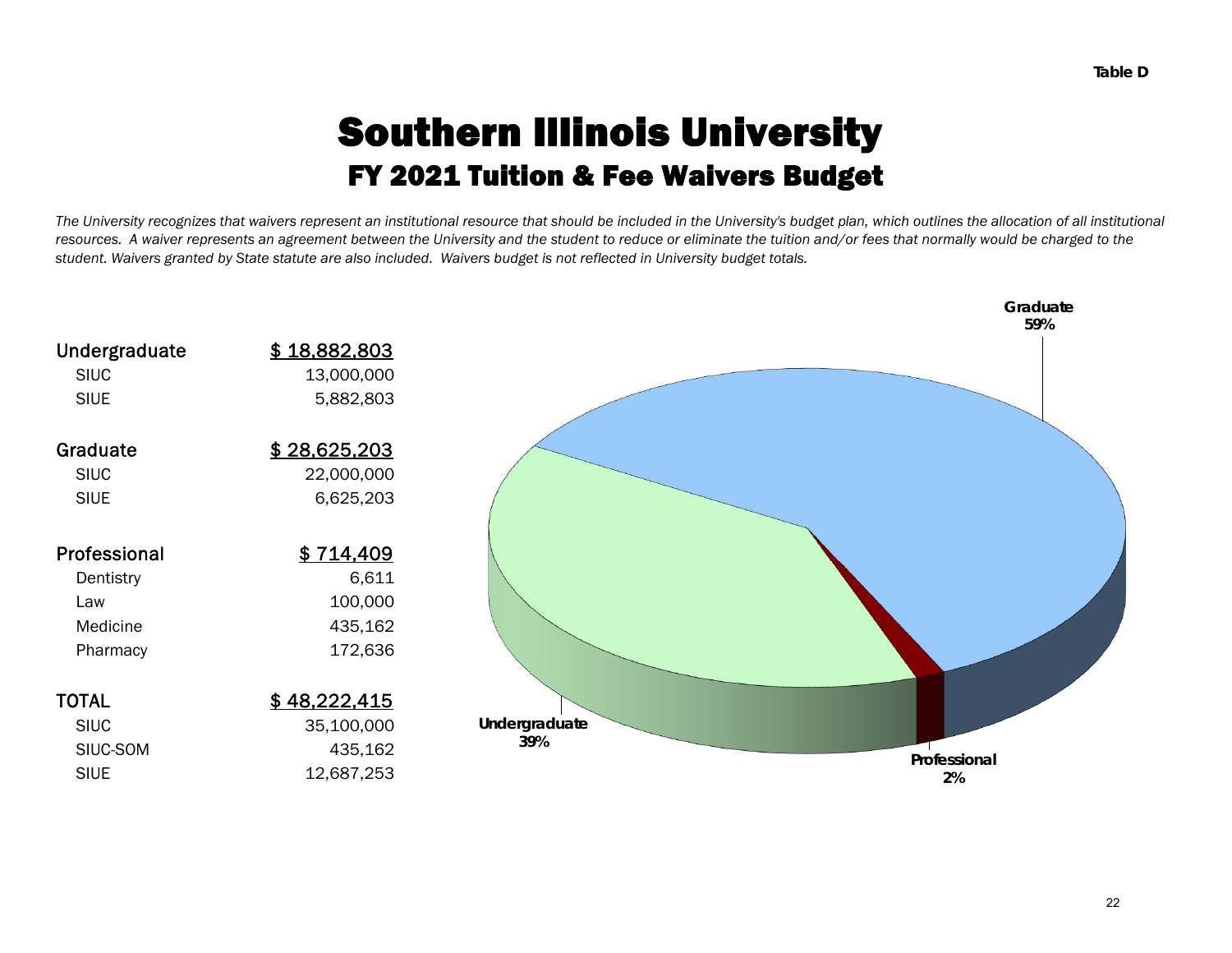Table D

# Southern Illinois University

## FY 2021 Tuition & Fee Waivers Budget

*The University recognizes that waivers represent an institutional resource that should be included in the University's budget plan, which outlines the allocation of all institutional resources. A waiver represents an agreement between the University and the student to reduce or eliminate the tuition and/or fees that normally would be charged to the student. Waivers granted by State statute are also included. Waivers budget is not reflected in University budget totals.*

| | |
|---|---|
| **Undergraduate** | **$ 18,882,803** |
| SIUC | 13,000,000 |
| SIUE | 5,882,803 |
| **Graduate** | **$ 28,625,203** |
| SIUC | 22,000,000 |
| SIUE | 6,625,203 |
| **Professional** | **$ 714,409** |
| Dentistry | 6,611 |
| Law | 100,000 |
| Medicine | 435,162 |
| Pharmacy | 172,636 |
| **TOTAL** | **$ 48,222,415** |
| SIUC | 35,100,000 |
| SIUC-SOM | 435,162 |
| SIUE | 12,687,253 |

Graduate 59%

Undergraduate 39%

Professional 2%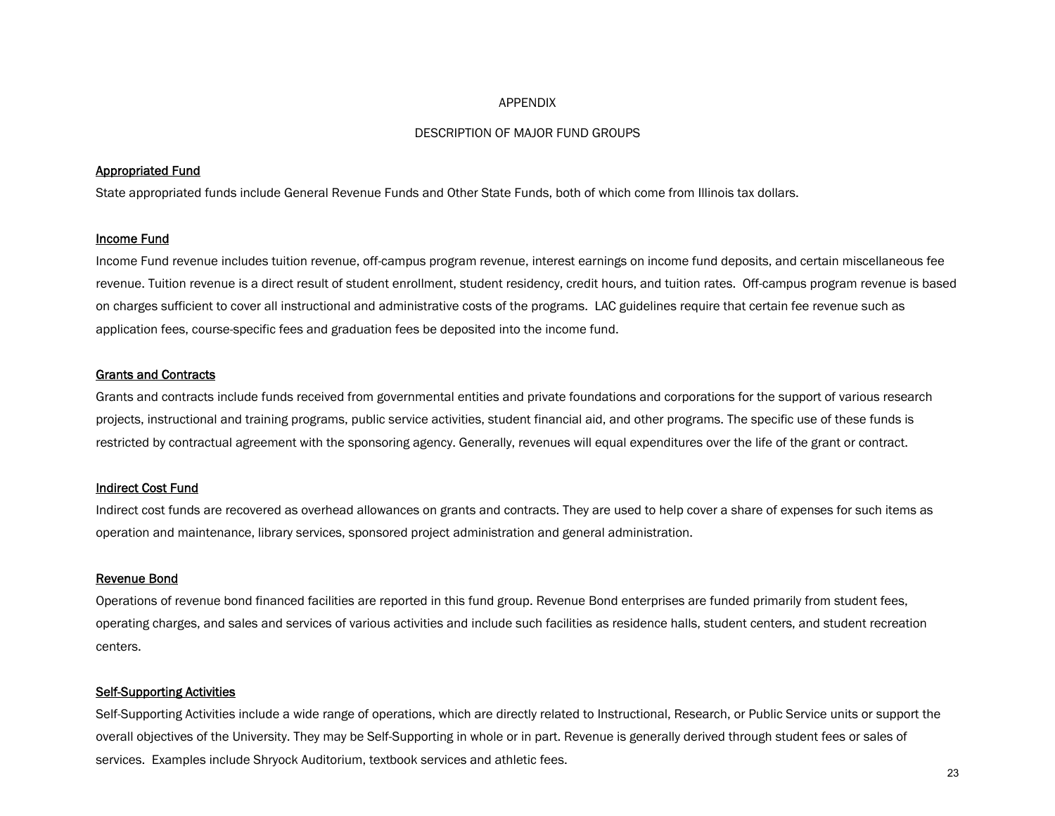# APPENDIX

## DESCRIPTION OF MAJOR FUND GROUPS

### Appropriated Fund

State appropriated funds include General Revenue Funds and Other State Funds, both of which come from Illinois tax dollars.

### Income Fund

Income Fund revenue includes tuition revenue, off-campus program revenue, interest earnings on income fund deposits, and certain miscellaneous fee revenue. Tuition revenue is a direct result of student enrollment, student residency, credit hours, and tuition rates. Off-campus program revenue is based on charges sufficient to cover all instructional and administrative costs of the programs. LAC guidelines require that certain fee revenue such as application fees, course-specific fees and graduation fees be deposited into the income fund.

### Grants and Contracts

Grants and contracts include funds received from governmental entities and private foundations and corporations for the support of various research projects, instructional and training programs, public service activities, student financial aid, and other programs. The specific use of these funds is restricted by contractual agreement with the sponsoring agency. Generally, revenues will equal expenditures over the life of the grant or contract.

### Indirect Cost Fund

Indirect cost funds are recovered as overhead allowances on grants and contracts. They are used to help cover a share of expenses for such items as operation and maintenance, library services, sponsored project administration and general administration.

### Revenue Bond

Operations of revenue bond financed facilities are reported in this fund group. Revenue Bond enterprises are funded primarily from student fees, operating charges, and sales and services of various activities and include such facilities as residence halls, student centers, and student recreation centers.

### Self-Supporting Activities

Self-Supporting Activities include a wide range of operations, which are directly related to Instructional, Research, or Public Service units or support the overall objectives of the University. They may be Self-Supporting in whole or in part. Revenue is generally derived through student fees or sales of services. Examples include Shryock Auditorium, textbook services and athletic fees.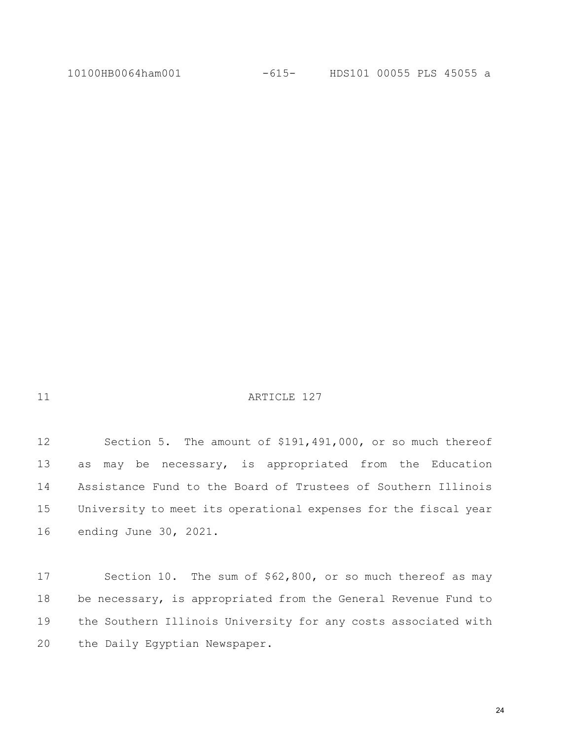## ARTICLE 127

Section 5. The amount of $191,491,000, or so much thereof as may be necessary, is appropriated from the Education Assistance Fund to the Board of Trustees of Southern Illinois University to meet its operational expenses for the fiscal year ending June 30, 2021.

Section 10. The sum of $62,800, or so much thereof as may be necessary, is appropriated from the General Revenue Fund to the Southern Illinois University for any costs associated with the Daily Egyptian Newspaper.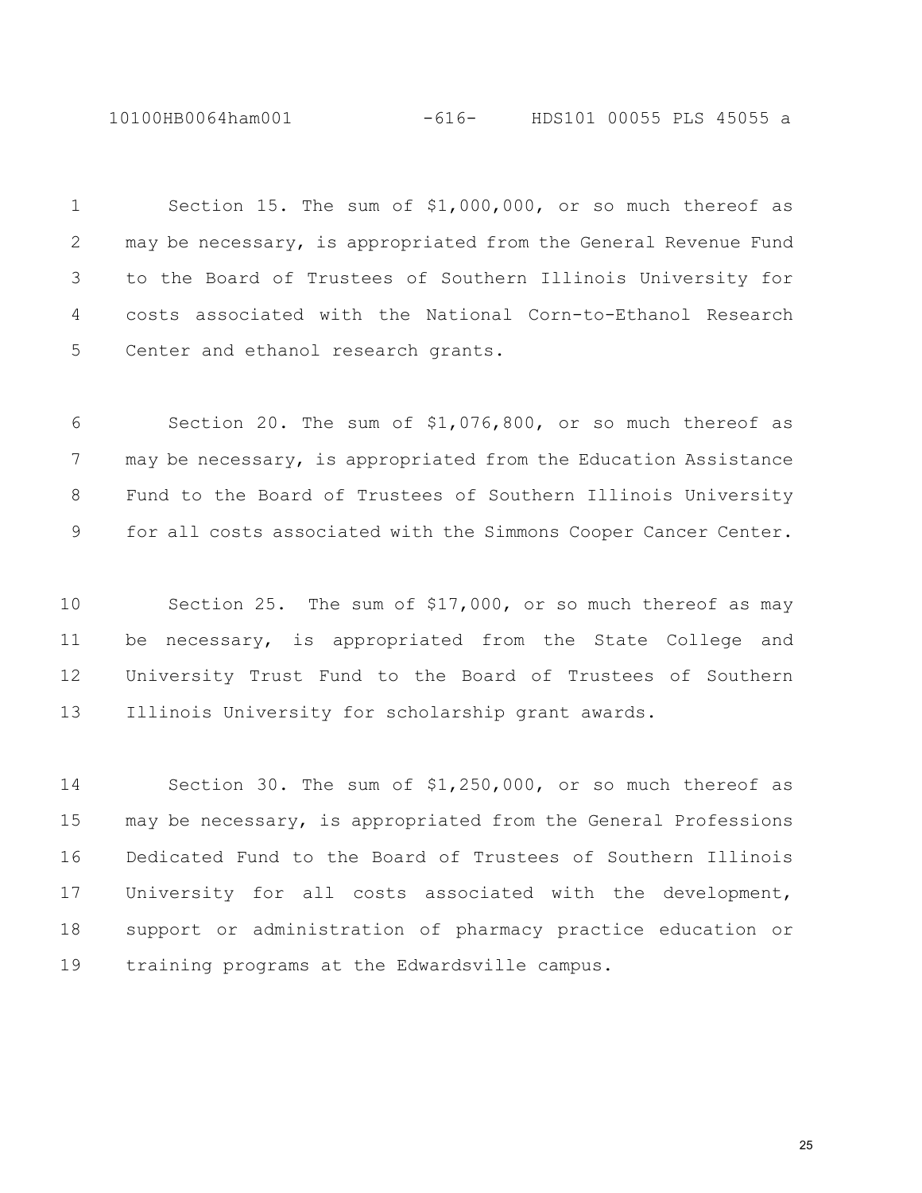Section 15. The sum of $1,000,000, or so much thereof as may be necessary, is appropriated from the General Revenue Fund to the Board of Trustees of Southern Illinois University for costs associated with the National Corn-to-Ethanol Research Center and ethanol research grants.

Section 20. The sum of $1,076,800, or so much thereof as may be necessary, is appropriated from the Education Assistance Fund to the Board of Trustees of Southern Illinois University for all costs associated with the Simmons Cooper Cancer Center.

Section 25. The sum of $17,000, or so much thereof as may be necessary, is appropriated from the State College and University Trust Fund to the Board of Trustees of Southern Illinois University for scholarship grant awards.

Section 30. The sum of $1,250,000, or so much thereof as may be necessary, is appropriated from the General Professions Dedicated Fund to the Board of Trustees of Southern Illinois University for all costs associated with the development, support or administration of pharmacy practice education or training programs at the Edwardsville campus.